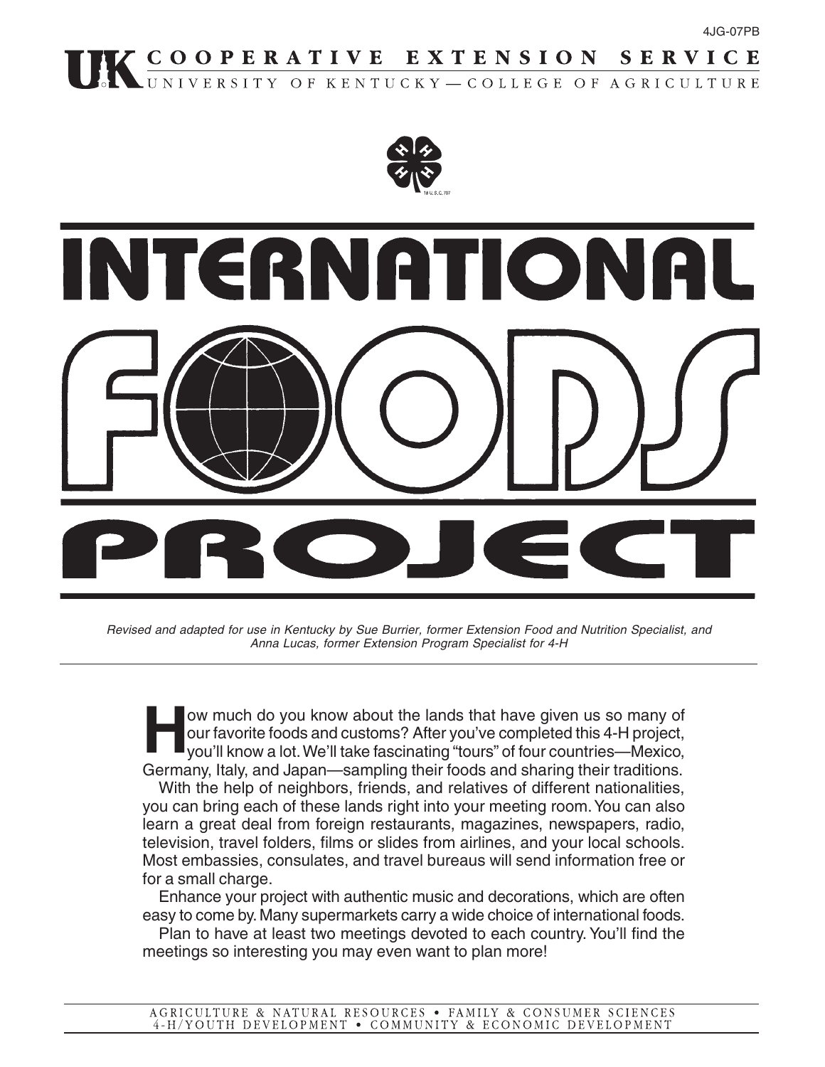4JG-07PB

COOPERATIVE EXTENSION SERVICE
UNIVERSITY OF KENTUCKY—COLLEGE OF AGRICULTURE

# INTERNATIONAL FOODS PROJECT

*Revised and adapted for use in Kentucky by Sue Burrier, former Extension Food and Nutrition Specialist, and Anna Lucas, former Extension Program Specialist for 4-H*

How much do you know about the lands that have given us so many of our favorite foods and customs? After you've completed this 4-H project, you'll know a lot. We'll take fascinating "tours" of four countries—Mexico, Germany, Italy, and Japan—sampling their foods and sharing their traditions.

With the help of neighbors, friends, and relatives of different nationalities, you can bring each of these lands right into your meeting room. You can also learn a great deal from foreign restaurants, magazines, newspapers, radio, television, travel folders, films or slides from airlines, and your local schools. Most embassies, consulates, and travel bureaus will send information free or for a small charge.

Enhance your project with authentic music and decorations, which are often easy to come by. Many supermarkets carry a wide choice of international foods.

Plan to have at least two meetings devoted to each country. You'll find the meetings so interesting you may even want to plan more!

AGRICULTURE & NATURAL RESOURCES • FAMILY & CONSUMER SCIENCES
4-H/YOUTH DEVELOPMENT • COMMUNITY & ECONOMIC DEVELOPMENT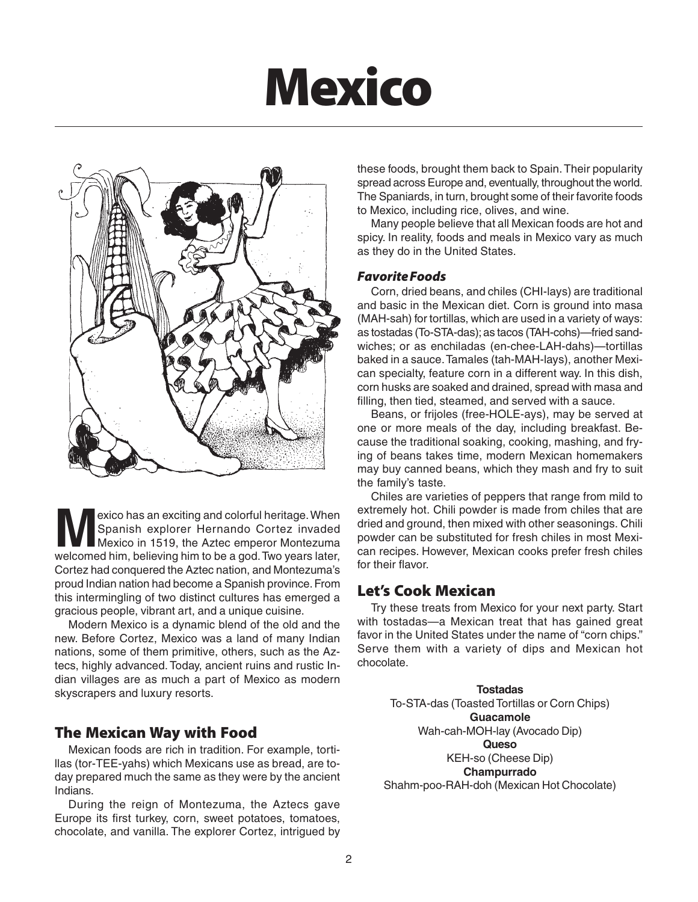# Mexico

Mexico has an exciting and colorful heritage. When Spanish explorer Hernando Cortez invaded Mexico in 1519, the Aztec emperor Montezuma welcomed him, believing him to be a god. Two years later, Cortez had conquered the Aztec nation, and Montezuma's proud Indian nation had become a Spanish province. From this intermingling of two distinct cultures has emerged a gracious people, vibrant art, and a unique cuisine.

Modern Mexico is a dynamic blend of the old and the new. Before Cortez, Mexico was a land of many Indian nations, some of them primitive, others, such as the Aztecs, highly advanced. Today, ancient ruins and rustic Indian villages are as much a part of Mexico as modern skyscrapers and luxury resorts.

## The Mexican Way with Food

Mexican foods are rich in tradition. For example, tortillas (tor-TEE-yahs) which Mexicans use as bread, are today prepared much the same as they were by the ancient Indians.

During the reign of Montezuma, the Aztecs gave Europe its first turkey, corn, sweet potatoes, tomatoes, chocolate, and vanilla. The explorer Cortez, intrigued by these foods, brought them back to Spain. Their popularity spread across Europe and, eventually, throughout the world. The Spaniards, in turn, brought some of their favorite foods to Mexico, including rice, olives, and wine.

Many people believe that all Mexican foods are hot and spicy. In reality, foods and meals in Mexico vary as much as they do in the United States.

### *Favorite Foods*

Corn, dried beans, and chiles (CHI-lays) are traditional and basic in the Mexican diet. Corn is ground into masa (MAH-sah) for tortillas, which are used in a variety of ways: as tostadas (To-STA-das); as tacos (TAH-cohs)—fried sandwiches; or as enchiladas (en-chee-LAH-dahs)—tortillas baked in a sauce. Tamales (tah-MAH-lays), another Mexican specialty, feature corn in a different way. In this dish, corn husks are soaked and drained, spread with masa and filling, then tied, steamed, and served with a sauce.

Beans, or frijoles (free-HOLE-ays), may be served at one or more meals of the day, including breakfast. Because the traditional soaking, cooking, mashing, and frying of beans takes time, modern Mexican homemakers may buy canned beans, which they mash and fry to suit the family's taste.

Chiles are varieties of peppers that range from mild to extremely hot. Chili powder is made from chiles that are dried and ground, then mixed with other seasonings. Chili powder can be substituted for fresh chiles in most Mexican recipes. However, Mexican cooks prefer fresh chiles for their flavor.

## Let's Cook Mexican

Try these treats from Mexico for your next party. Start with tostadas—a Mexican treat that has gained great favor in the United States under the name of "corn chips." Serve them with a variety of dips and Mexican hot chocolate.

**Tostadas**
To-STA-das (Toasted Tortillas or Corn Chips)
**Guacamole**
Wah-cah-MOH-lay (Avocado Dip)
**Queso**
KEH-so (Cheese Dip)
**Champurrado**
Shahm-poo-RAH-doh (Mexican Hot Chocolate)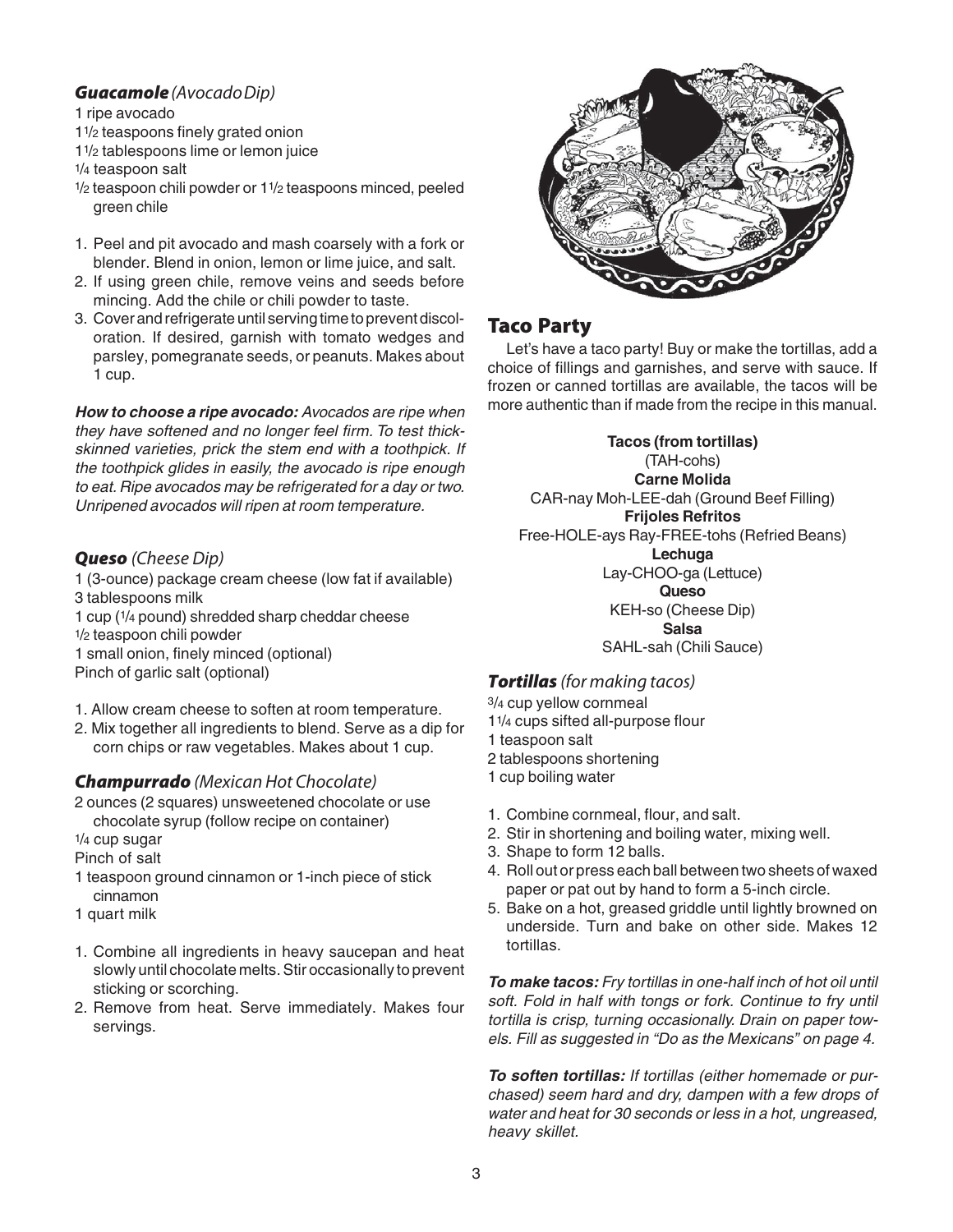### ***Guacamole*** *(Avocado Dip)*

1 ripe avocado
1½ teaspoons finely grated onion
1½ tablespoons lime or lemon juice
¼ teaspoon salt
½ teaspoon chili powder or 1½ teaspoons minced, peeled green chile

1. Peel and pit avocado and mash coarsely with a fork or blender. Blend in onion, lemon or lime juice, and salt.
2. If using green chile, remove veins and seeds before mincing. Add the chile or chili powder to taste.
3. Cover and refrigerate until serving time to prevent discoloration. If desired, garnish with tomato wedges and parsley, pomegranate seeds, or peanuts. Makes about 1 cup.

***How to choose a ripe avocado:*** *Avocados are ripe when they have softened and no longer feel firm. To test thick-skinned varieties, prick the stem end with a toothpick. If the toothpick glides in easily, the avocado is ripe enough to eat. Ripe avocados may be refrigerated for a day or two. Unripened avocados will ripen at room temperature.*

### ***Queso*** *(Cheese Dip)*

1 (3-ounce) package cream cheese (low fat if available)
3 tablespoons milk
1 cup (¼ pound) shredded sharp cheddar cheese
½ teaspoon chili powder
1 small onion, finely minced (optional)
Pinch of garlic salt (optional)

1. Allow cream cheese to soften at room temperature.
2. Mix together all ingredients to blend. Serve as a dip for corn chips or raw vegetables. Makes about 1 cup.

### ***Champurrado*** *(Mexican Hot Chocolate)*

2 ounces (2 squares) unsweetened chocolate or use chocolate syrup (follow recipe on container)
¼ cup sugar
Pinch of salt
1 teaspoon ground cinnamon or 1-inch piece of stick cinnamon
1 quart milk

1. Combine all ingredients in heavy saucepan and heat slowly until chocolate melts. Stir occasionally to prevent sticking or scorching.
2. Remove from heat. Serve immediately. Makes four servings.

## Taco Party

Let's have a taco party! Buy or make the tortillas, add a choice of fillings and garnishes, and serve with sauce. If frozen or canned tortillas are available, the tacos will be more authentic than if made from the recipe in this manual.

**Tacos (from tortillas)**
(TAH-cohs)
**Carne Molida**
CAR-nay Moh-LEE-dah (Ground Beef Filling)
**Frijoles Refritos**
Free-HOLE-ays Ray-FREE-tohs (Refried Beans)
**Lechuga**
Lay-CHOO-ga (Lettuce)
**Queso**
KEH-so (Cheese Dip)
**Salsa**
SAHL-sah (Chili Sauce)

### ***Tortillas*** *(for making tacos)*

¾ cup yellow cornmeal
1¼ cups sifted all-purpose flour
1 teaspoon salt
2 tablespoons shortening
1 cup boiling water

1. Combine cornmeal, flour, and salt.
2. Stir in shortening and boiling water, mixing well.
3. Shape to form 12 balls.
4. Roll out or press each ball between two sheets of waxed paper or pat out by hand to form a 5-inch circle.
5. Bake on a hot, greased griddle until lightly browned on underside. Turn and bake on other side. Makes 12 tortillas.

***To make tacos:*** *Fry tortillas in one-half inch of hot oil until soft. Fold in half with tongs or fork. Continue to fry until tortilla is crisp, turning occasionally. Drain on paper towels. Fill as suggested in "Do as the Mexicans" on page 4.*

***To soften tortillas:*** *If tortillas (either homemade or purchased) seem hard and dry, dampen with a few drops of water and heat for 30 seconds or less in a hot, ungreased, heavy skillet.*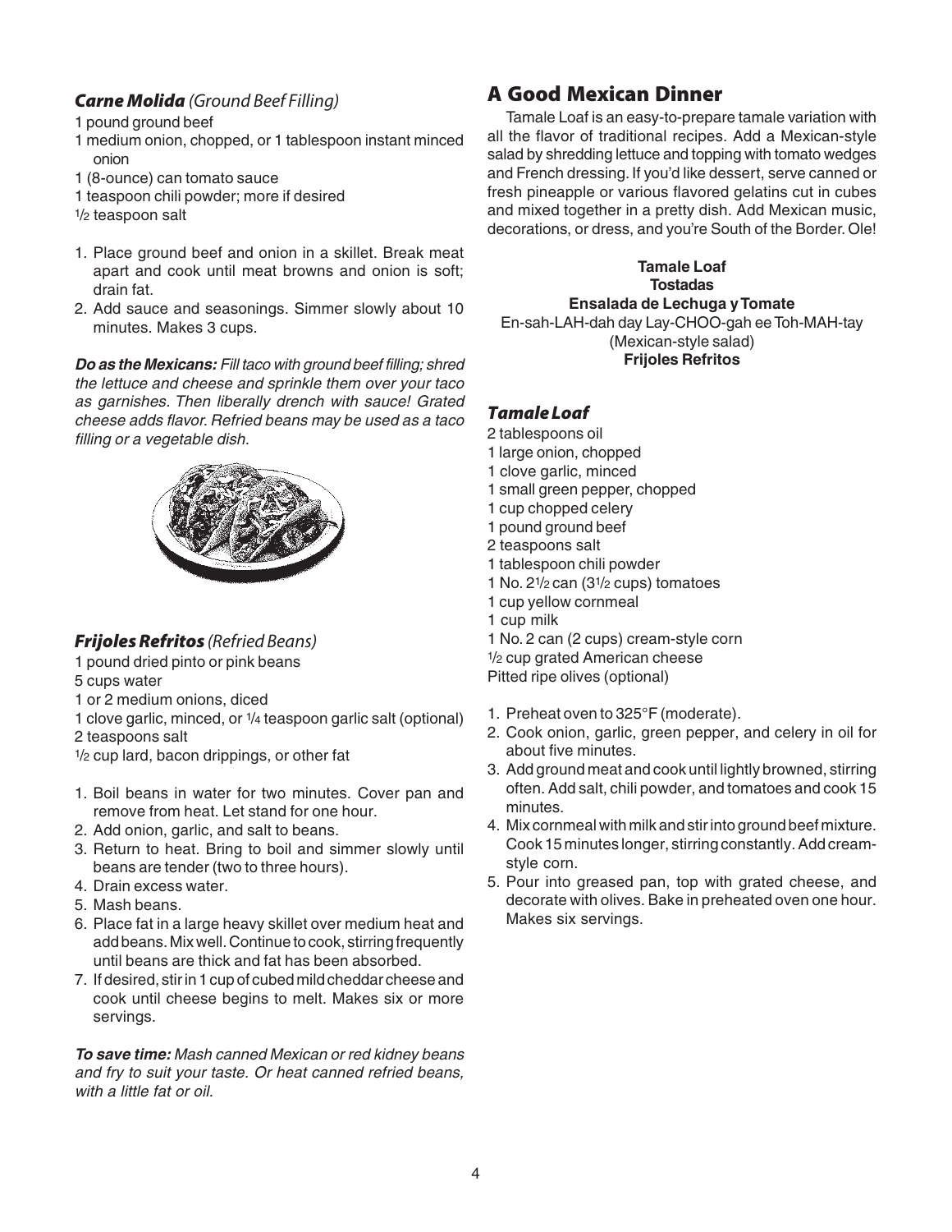### *Carne Molida* *(Ground Beef Filling)*

1 pound ground beef
1 medium onion, chopped, or 1 tablespoon instant minced onion
1 (8-ounce) can tomato sauce
1 teaspoon chili powder; more if desired
1/2 teaspoon salt

1. Place ground beef and onion in a skillet. Break meat apart and cook until meat browns and onion is soft; drain fat.
2. Add sauce and seasonings. Simmer slowly about 10 minutes. Makes 3 cups.

***Do as the Mexicans:*** *Fill taco with ground beef filling; shred the lettuce and cheese and sprinkle them over your taco as garnishes. Then liberally drench with sauce! Grated cheese adds flavor. Refried beans may be used as a taco filling or a vegetable dish.*

### *Frijoles Refritos* *(Refried Beans)*

1 pound dried pinto or pink beans
5 cups water
1 or 2 medium onions, diced
1 clove garlic, minced, or 1/4 teaspoon garlic salt (optional)
2 teaspoons salt
1/2 cup lard, bacon drippings, or other fat

1. Boil beans in water for two minutes. Cover pan and remove from heat. Let stand for one hour.
2. Add onion, garlic, and salt to beans.
3. Return to heat. Bring to boil and simmer slowly until beans are tender (two to three hours).
4. Drain excess water.
5. Mash beans.
6. Place fat in a large heavy skillet over medium heat and add beans. Mix well. Continue to cook, stirring frequently until beans are thick and fat has been absorbed.
7. If desired, stir in 1 cup of cubed mild cheddar cheese and cook until cheese begins to melt. Makes six or more servings.

***To save time:*** *Mash canned Mexican or red kidney beans and fry to suit your taste. Or heat canned refried beans, with a little fat or oil.*

## A Good Mexican Dinner

Tamale Loaf is an easy-to-prepare tamale variation with all the flavor of traditional recipes. Add a Mexican-style salad by shredding lettuce and topping with tomato wedges and French dressing. If you'd like dessert, serve canned or fresh pineapple or various flavored gelatins cut in cubes and mixed together in a pretty dish. Add Mexican music, decorations, or dress, and you're South of the Border. Ole!

**Tamale Loaf**
**Tostadas**
**Ensalada de Lechuga y Tomate**
En-sah-LAH-dah day Lay-CHOO-gah ee Toh-MAH-tay
(Mexican-style salad)
**Frijoles Refritos**

### *Tamale Loaf*

2 tablespoons oil
1 large onion, chopped
1 clove garlic, minced
1 small green pepper, chopped
1 cup chopped celery
1 pound ground beef
2 teaspoons salt
1 tablespoon chili powder
1 No. 2 1/2 can (3 1/2 cups) tomatoes
1 cup yellow cornmeal
1 cup milk
1 No. 2 can (2 cups) cream-style corn
1/2 cup grated American cheese
Pitted ripe olives (optional)

1. Preheat oven to 325°F (moderate).
2. Cook onion, garlic, green pepper, and celery in oil for about five minutes.
3. Add ground meat and cook until lightly browned, stirring often. Add salt, chili powder, and tomatoes and cook 15 minutes.
4. Mix cornmeal with milk and stir into ground beef mixture. Cook 15 minutes longer, stirring constantly. Add cream-style corn.
5. Pour into greased pan, top with grated cheese, and decorate with olives. Bake in preheated oven one hour. Makes six servings.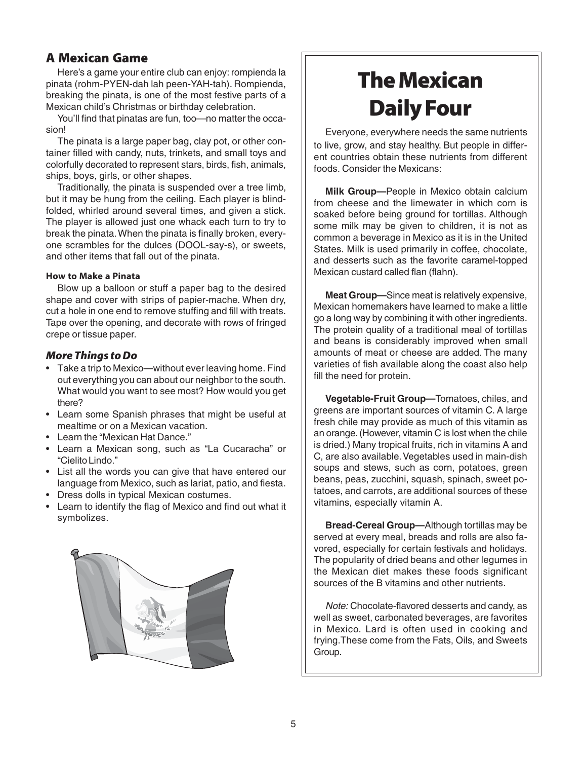## A Mexican Game

Here's a game your entire club can enjoy: rompienda la pinata (rohm-PYEN-dah lah peen-YAH-tah). Rompienda, breaking the pinata, is one of the most festive parts of a Mexican child's Christmas or birthday celebration.

You'll find that pinatas are fun, too—no matter the occasion!

The pinata is a large paper bag, clay pot, or other container filled with candy, nuts, trinkets, and small toys and colorfully decorated to represent stars, birds, fish, animals, ships, boys, girls, or other shapes.

Traditionally, the pinata is suspended over a tree limb, but it may be hung from the ceiling. Each player is blindfolded, whirled around several times, and given a stick. The player is allowed just one whack each turn to try to break the pinata. When the pinata is finally broken, everyone scrambles for the dulces (DOOL-say-s), or sweets, and other items that fall out of the pinata.

#### How to Make a Pinata

Blow up a balloon or stuff a paper bag to the desired shape and cover with strips of papier-mache. When dry, cut a hole in one end to remove stuffing and fill with treats. Tape over the opening, and decorate with rows of fringed crepe or tissue paper.

### *More Things to Do*

- Take a trip to Mexico—without ever leaving home. Find out everything you can about our neighbor to the south. What would you want to see most? How would you get there?
- Learn some Spanish phrases that might be useful at mealtime or on a Mexican vacation.
- Learn the "Mexican Hat Dance."
- Learn a Mexican song, such as "La Cucaracha" or "Cielito Lindo."
- List all the words you can give that have entered our language from Mexico, such as lariat, patio, and fiesta.
- Dress dolls in typical Mexican costumes.
- Learn to identify the flag of Mexico and find out what it symbolizes.

## The Mexican Daily Four

Everyone, everywhere needs the same nutrients to live, grow, and stay healthy. But people in different countries obtain these nutrients from different foods. Consider the Mexicans:

**Milk Group—**People in Mexico obtain calcium from cheese and the limewater in which corn is soaked before being ground for tortillas. Although some milk may be given to children, it is not as common a beverage in Mexico as it is in the United States. Milk is used primarily in coffee, chocolate, and desserts such as the favorite caramel-topped Mexican custard called flan (flahn).

**Meat Group—**Since meat is relatively expensive, Mexican homemakers have learned to make a little go a long way by combining it with other ingredients. The protein quality of a traditional meal of tortillas and beans is considerably improved when small amounts of meat or cheese are added. The many varieties of fish available along the coast also help fill the need for protein.

**Vegetable-Fruit Group—**Tomatoes, chiles, and greens are important sources of vitamin C. A large fresh chile may provide as much of this vitamin as an orange. (However, vitamin C is lost when the chile is dried.) Many tropical fruits, rich in vitamins A and C, are also available. Vegetables used in main-dish soups and stews, such as corn, potatoes, green beans, peas, zucchini, squash, spinach, sweet potatoes, and carrots, are additional sources of these vitamins, especially vitamin A.

**Bread-Cereal Group—**Although tortillas may be served at every meal, breads and rolls are also favored, especially for certain festivals and holidays. The popularity of dried beans and other legumes in the Mexican diet makes these foods significant sources of the B vitamins and other nutrients.

*Note:* Chocolate-flavored desserts and candy, as well as sweet, carbonated beverages, are favorites in Mexico. Lard is often used in cooking and frying. These come from the Fats, Oils, and Sweets Group.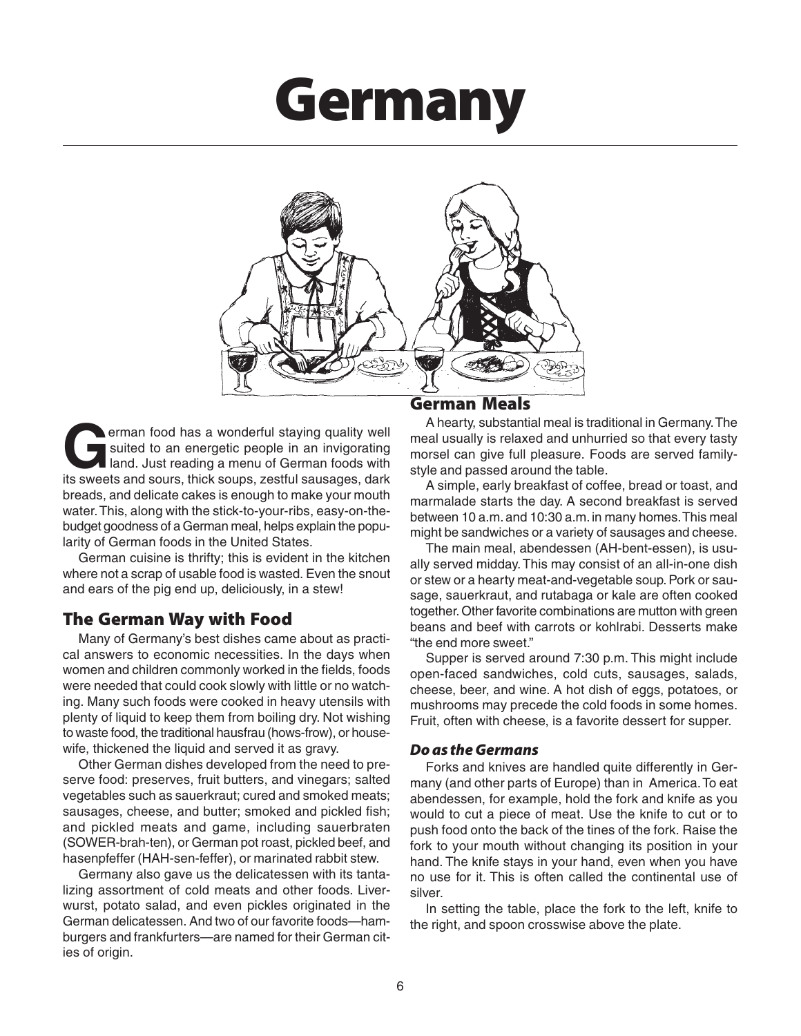# Germany

German food has a wonderful staying quality well suited to an energetic people in an invigorating land. Just reading a menu of German foods with its sweets and sours, thick soups, zestful sausages, dark breads, and delicate cakes is enough to make your mouth water. This, along with the stick-to-your-ribs, easy-on-the-budget goodness of a German meal, helps explain the popularity of German foods in the United States.

German cuisine is thrifty; this is evident in the kitchen where not a scrap of usable food is wasted. Even the snout and ears of the pig end up, deliciously, in a stew!

## The German Way with Food

Many of Germany's best dishes came about as practical answers to economic necessities. In the days when women and children commonly worked in the fields, foods were needed that could cook slowly with little or no watching. Many such foods were cooked in heavy utensils with plenty of liquid to keep them from boiling dry. Not wishing to waste food, the traditional hausfrau (hows-frow), or housewife, thickened the liquid and served it as gravy.

Other German dishes developed from the need to preserve food: preserves, fruit butters, and vinegars; salted vegetables such as sauerkraut; cured and smoked meats; sausages, cheese, and butter; smoked and pickled fish; and pickled meats and game, including sauerbraten (SOWER-brah-ten), or German pot roast, pickled beef, and hasenpfeffer (HAH-sen-feffer), or marinated rabbit stew.

Germany also gave us the delicatessen with its tantalizing assortment of cold meats and other foods. Liverwurst, potato salad, and even pickles originated in the German delicatessen. And two of our favorite foods—hamburgers and frankfurters—are named for their German cities of origin.

## German Meals

A hearty, substantial meal is traditional in Germany. The meal usually is relaxed and unhurried so that every tasty morsel can give full pleasure. Foods are served family-style and passed around the table.

A simple, early breakfast of coffee, bread or toast, and marmalade starts the day. A second breakfast is served between 10 a.m. and 10:30 a.m. in many homes. This meal might be sandwiches or a variety of sausages and cheese.

The main meal, abendessen (AH-bent-essen), is usually served midday. This may consist of an all-in-one dish or stew or a hearty meat-and-vegetable soup. Pork or sausage, sauerkraut, and rutabaga or kale are often cooked together. Other favorite combinations are mutton with green beans and beef with carrots or kohlrabi. Desserts make "the end more sweet."

Supper is served around 7:30 p.m. This might include open-faced sandwiches, cold cuts, sausages, salads, cheese, beer, and wine. A hot dish of eggs, potatoes, or mushrooms may precede the cold foods in some homes. Fruit, often with cheese, is a favorite dessert for supper.

### *Do as the Germans*

Forks and knives are handled quite differently in Germany (and other parts of Europe) than in America. To eat abendessen, for example, hold the fork and knife as you would to cut a piece of meat. Use the knife to cut or to push food onto the back of the tines of the fork. Raise the fork to your mouth without changing its position in your hand. The knife stays in your hand, even when you have no use for it. This is often called the continental use of silver.

In setting the table, place the fork to the left, knife to the right, and spoon crosswise above the plate.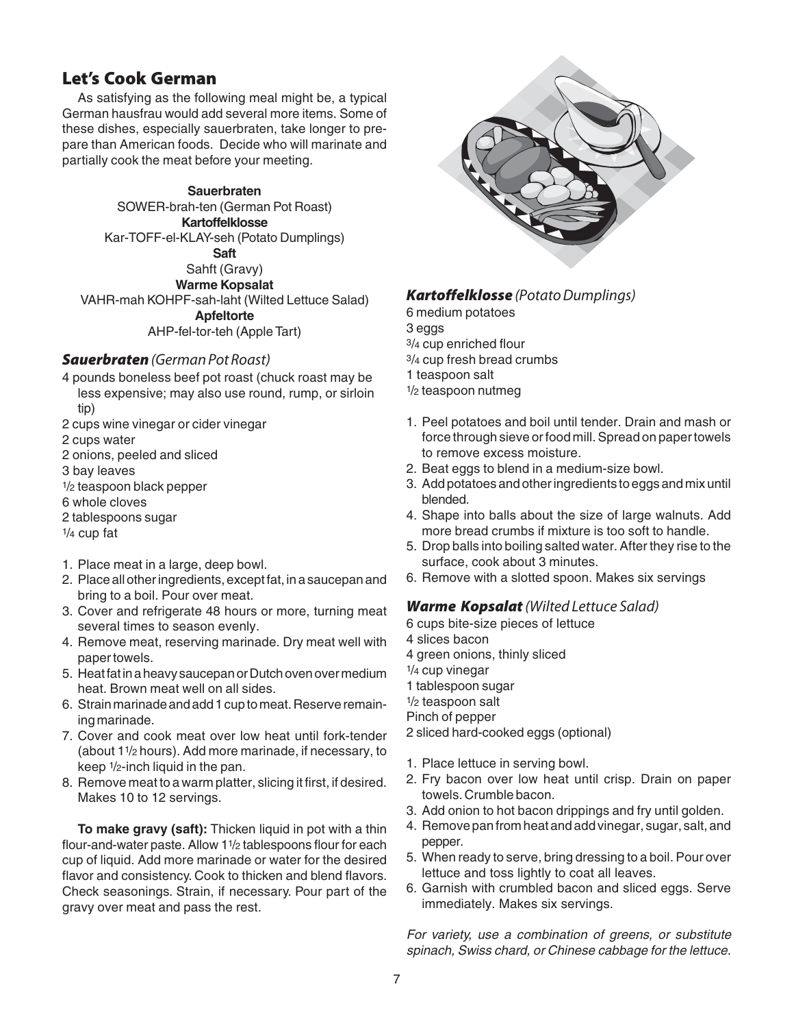## Let's Cook German

As satisfying as the following meal might be, a typical German hausfrau would add several more items. Some of these dishes, especially sauerbraten, take longer to prepare than American foods. Decide who will marinate and partially cook the meat before your meeting.

**Sauerbraten**
SOWER-brah-ten (German Pot Roast)
**Kartoffelklosse**
Kar-TOFF-el-KLAY-seh (Potato Dumplings)
**Saft**
Sahft (Gravy)
**Warme Kopsalat**
VAHR-mah KOHPF-sah-laht (Wilted Lettuce Salad)
**Apfeltorte**
AHP-fel-tor-teh (Apple Tart)

### ***Sauerbraten*** *(German Pot Roast)*

4 pounds boneless beef pot roast (chuck roast may be less expensive; may also use round, rump, or sirloin tip)
2 cups wine vinegar or cider vinegar
2 cups water
2 onions, peeled and sliced
3 bay leaves
1/2 teaspoon black pepper
6 whole cloves
2 tablespoons sugar
1/4 cup fat

1. Place meat in a large, deep bowl.
2. Place all other ingredients, except fat, in a saucepan and bring to a boil. Pour over meat.
3. Cover and refrigerate 48 hours or more, turning meat several times to season evenly.
4. Remove meat, reserving marinade. Dry meat well with paper towels.
5. Heat fat in a heavy saucepan or Dutch oven over medium heat. Brown meat well on all sides.
6. Strain marinade and add 1 cup to meat. Reserve remaining marinade.
7. Cover and cook meat over low heat until fork-tender (about 1 1/2 hours). Add more marinade, if necessary, to keep 1/2-inch liquid in the pan.
8. Remove meat to a warm platter, slicing it first, if desired. Makes 10 to 12 servings.

**To make gravy (saft):** Thicken liquid in pot with a thin flour-and-water paste. Allow 1 1/2 tablespoons flour for each cup of liquid. Add more marinade or water for the desired flavor and consistency. Cook to thicken and blend flavors. Check seasonings. Strain, if necessary. Pour part of the gravy over meat and pass the rest.

### ***Kartoffelklosse*** *(Potato Dumplings)*

6 medium potatoes
3 eggs
3/4 cup enriched flour
3/4 cup fresh bread crumbs
1 teaspoon salt
1/2 teaspoon nutmeg

1. Peel potatoes and boil until tender. Drain and mash or force through sieve or food mill. Spread on paper towels to remove excess moisture.
2. Beat eggs to blend in a medium-size bowl.
3. Add potatoes and other ingredients to eggs and mix until blended.
4. Shape into balls about the size of large walnuts. Add more bread crumbs if mixture is too soft to handle.
5. Drop balls into boiling salted water. After they rise to the surface, cook about 3 minutes.
6. Remove with a slotted spoon. Makes six servings

### ***Warme Kopsalat*** *(Wilted Lettuce Salad)*

6 cups bite-size pieces of lettuce
4 slices bacon
4 green onions, thinly sliced
1/4 cup vinegar
1 tablespoon sugar
1/2 teaspoon salt
Pinch of pepper
2 sliced hard-cooked eggs (optional)

1. Place lettuce in serving bowl.
2. Fry bacon over low heat until crisp. Drain on paper towels. Crumble bacon.
3. Add onion to hot bacon drippings and fry until golden.
4. Remove pan from heat and add vinegar, sugar, salt, and pepper.
5. When ready to serve, bring dressing to a boil. Pour over lettuce and toss lightly to coat all leaves.
6. Garnish with crumbled bacon and sliced eggs. Serve immediately. Makes six servings.

*For variety, use a combination of greens, or substitute spinach, Swiss chard, or Chinese cabbage for the lettuce.*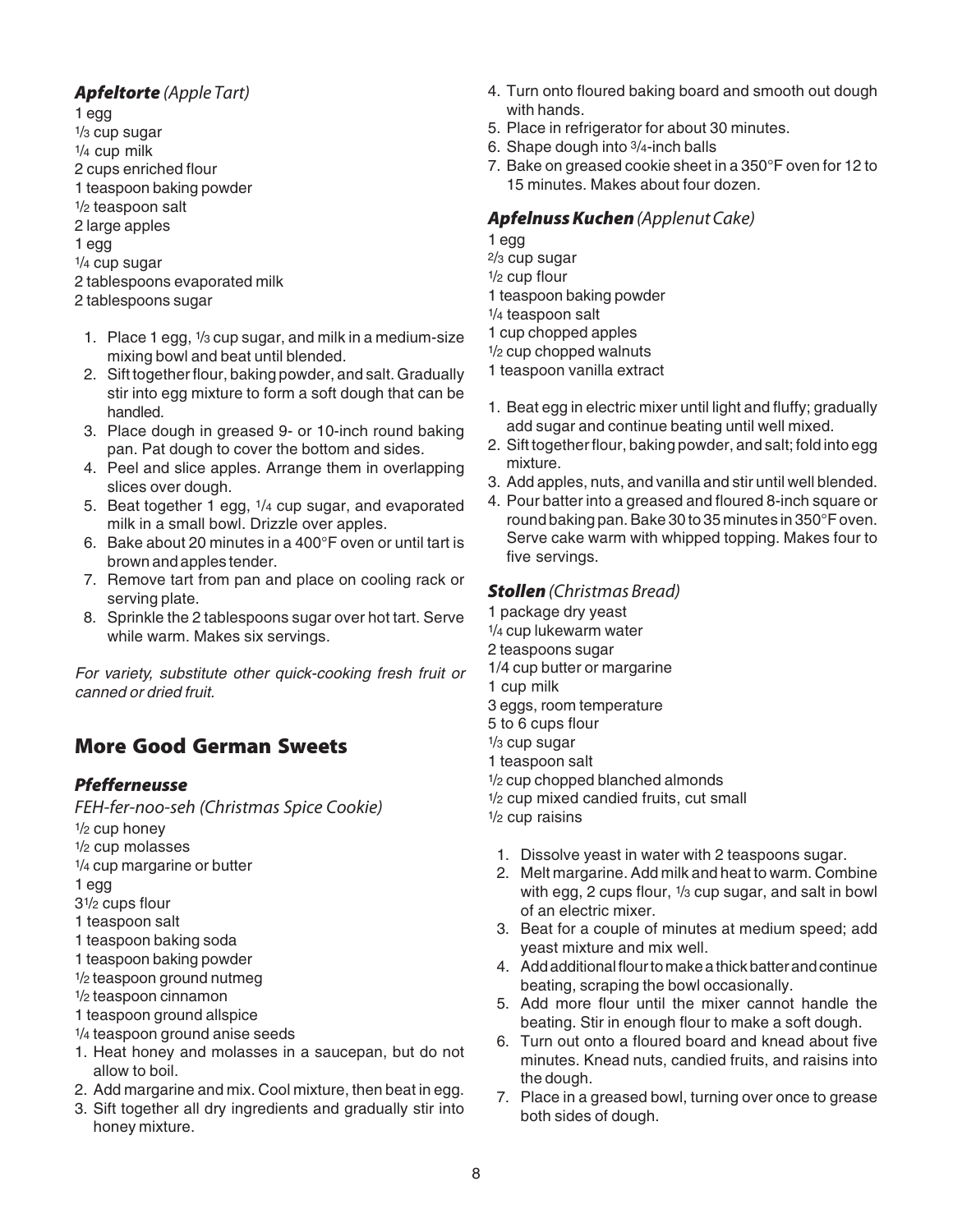### *Apfeltorte* (Apple Tart)

1 egg
1/3 cup sugar
1/4 cup milk
2 cups enriched flour
1 teaspoon baking powder
1/2 teaspoon salt
2 large apples
1 egg
1/4 cup sugar
2 tablespoons evaporated milk
2 tablespoons sugar

1. Place 1 egg, 1/3 cup sugar, and milk in a medium-size mixing bowl and beat until blended.
2. Sift together flour, baking powder, and salt. Gradually stir into egg mixture to form a soft dough that can be handled.
3. Place dough in greased 9- or 10-inch round baking pan. Pat dough to cover the bottom and sides.
4. Peel and slice apples. Arrange them in overlapping slices over dough.
5. Beat together 1 egg, 1/4 cup sugar, and evaporated milk in a small bowl. Drizzle over apples.
6. Bake about 20 minutes in a 400°F oven or until tart is brown and apples tender.
7. Remove tart from pan and place on cooling rack or serving plate.
8. Sprinkle the 2 tablespoons sugar over hot tart. Serve while warm. Makes six servings.

*For variety, substitute other quick-cooking fresh fruit or canned or dried fruit.*

## More Good German Sweets

### *Pfefferneusse*

*FEH-fer-noo-seh (Christmas Spice Cookie)*

1/2 cup honey
1/2 cup molasses
1/4 cup margarine or butter
1 egg
3 1/2 cups flour
1 teaspoon salt
1 teaspoon baking soda
1 teaspoon baking powder
1/2 teaspoon ground nutmeg
1/2 teaspoon cinnamon
1 teaspoon ground allspice
1/4 teaspoon ground anise seeds

1. Heat honey and molasses in a saucepan, but do not allow to boil.
2. Add margarine and mix. Cool mixture, then beat in egg.
3. Sift together all dry ingredients and gradually stir into honey mixture.
4. Turn onto floured baking board and smooth out dough with hands.
5. Place in refrigerator for about 30 minutes.
6. Shape dough into 3/4-inch balls
7. Bake on greased cookie sheet in a 350°F oven for 12 to 15 minutes. Makes about four dozen.

### *Apfelnuss Kuchen* (Applenut Cake)

1 egg
2/3 cup sugar
1/2 cup flour
1 teaspoon baking powder
1/4 teaspoon salt
1 cup chopped apples
1/2 cup chopped walnuts
1 teaspoon vanilla extract

1. Beat egg in electric mixer until light and fluffy; gradually add sugar and continue beating until well mixed.
2. Sift together flour, baking powder, and salt; fold into egg mixture.
3. Add apples, nuts, and vanilla and stir until well blended.
4. Pour batter into a greased and floured 8-inch square or round baking pan. Bake 30 to 35 minutes in 350°F oven. Serve cake warm with whipped topping. Makes four to five servings.

### *Stollen* (Christmas Bread)

1 package dry yeast
1/4 cup lukewarm water
2 teaspoons sugar
1/4 cup butter or margarine
1 cup milk
3 eggs, room temperature
5 to 6 cups flour
1/3 cup sugar
1 teaspoon salt
1/2 cup chopped blanched almonds
1/2 cup mixed candied fruits, cut small
1/2 cup raisins

1. Dissolve yeast in water with 2 teaspoons sugar.
2. Melt margarine. Add milk and heat to warm. Combine with egg, 2 cups flour, 1/3 cup sugar, and salt in bowl of an electric mixer.
3. Beat for a couple of minutes at medium speed; add yeast mixture and mix well.
4. Add additional flour to make a thick batter and continue beating, scraping the bowl occasionally.
5. Add more flour until the mixer cannot handle the beating. Stir in enough flour to make a soft dough.
6. Turn out onto a floured board and knead about five minutes. Knead nuts, candied fruits, and raisins into the dough.
7. Place in a greased bowl, turning over once to grease both sides of dough.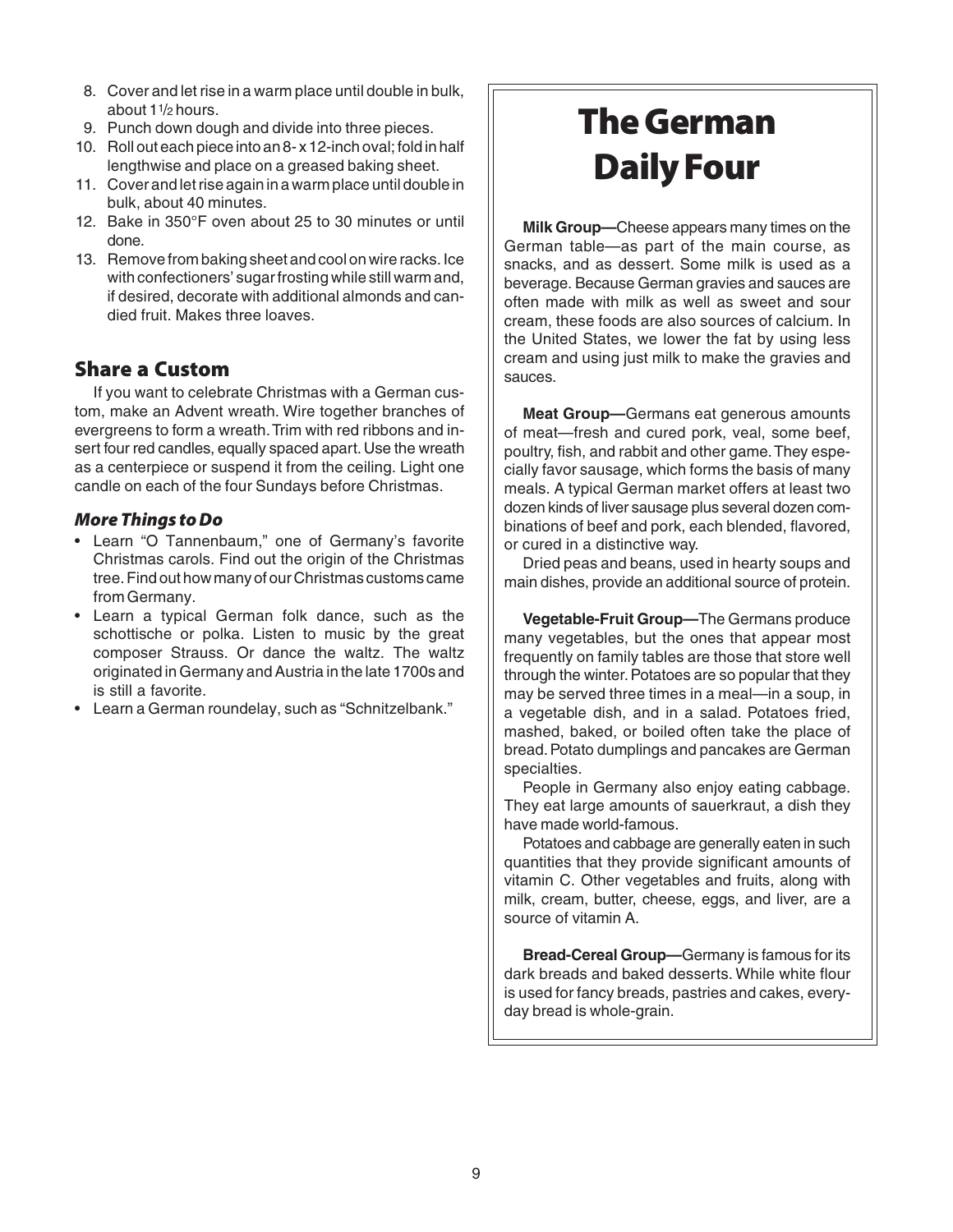8. Cover and let rise in a warm place until double in bulk, about 1½ hours.
9. Punch down dough and divide into three pieces.
10. Roll out each piece into an 8- x 12-inch oval; fold in half lengthwise and place on a greased baking sheet.
11. Cover and let rise again in a warm place until double in bulk, about 40 minutes.
12. Bake in 350°F oven about 25 to 30 minutes or until done.
13. Remove from baking sheet and cool on wire racks. Ice with confectioners' sugar frosting while still warm and, if desired, decorate with additional almonds and candied fruit. Makes three loaves.

## Share a Custom

If you want to celebrate Christmas with a German custom, make an Advent wreath. Wire together branches of evergreens to form a wreath. Trim with red ribbons and insert four red candles, equally spaced apart. Use the wreath as a centerpiece or suspend it from the ceiling. Light one candle on each of the four Sundays before Christmas.

### *More Things to Do*

- Learn "O Tannenbaum," one of Germany's favorite Christmas carols. Find out the origin of the Christmas tree. Find out how many of our Christmas customs came from Germany.
- Learn a typical German folk dance, such as the schottische or polka. Listen to music by the great composer Strauss. Or dance the waltz. The waltz originated in Germany and Austria in the late 1700s and is still a favorite.
- Learn a German roundelay, such as "Schnitzelbank."

# The German Daily Four

**Milk Group—**Cheese appears many times on the German table—as part of the main course, as snacks, and as dessert. Some milk is used as a beverage. Because German gravies and sauces are often made with milk as well as sweet and sour cream, these foods are also sources of calcium. In the United States, we lower the fat by using less cream and using just milk to make the gravies and sauces.

**Meat Group—**Germans eat generous amounts of meat—fresh and cured pork, veal, some beef, poultry, fish, and rabbit and other game. They especially favor sausage, which forms the basis of many meals. A typical German market offers at least two dozen kinds of liver sausage plus several dozen combinations of beef and pork, each blended, flavored, or cured in a distinctive way.

Dried peas and beans, used in hearty soups and main dishes, provide an additional source of protein.

**Vegetable-Fruit Group—**The Germans produce many vegetables, but the ones that appear most frequently on family tables are those that store well through the winter. Potatoes are so popular that they may be served three times in a meal—in a soup, in a vegetable dish, and in a salad. Potatoes fried, mashed, baked, or boiled often take the place of bread. Potato dumplings and pancakes are German specialties.

People in Germany also enjoy eating cabbage. They eat large amounts of sauerkraut, a dish they have made world-famous.

Potatoes and cabbage are generally eaten in such quantities that they provide significant amounts of vitamin C. Other vegetables and fruits, along with milk, cream, butter, cheese, eggs, and liver, are a source of vitamin A.

**Bread-Cereal Group—**Germany is famous for its dark breads and baked desserts. While white flour is used for fancy breads, pastries and cakes, everyday bread is whole-grain.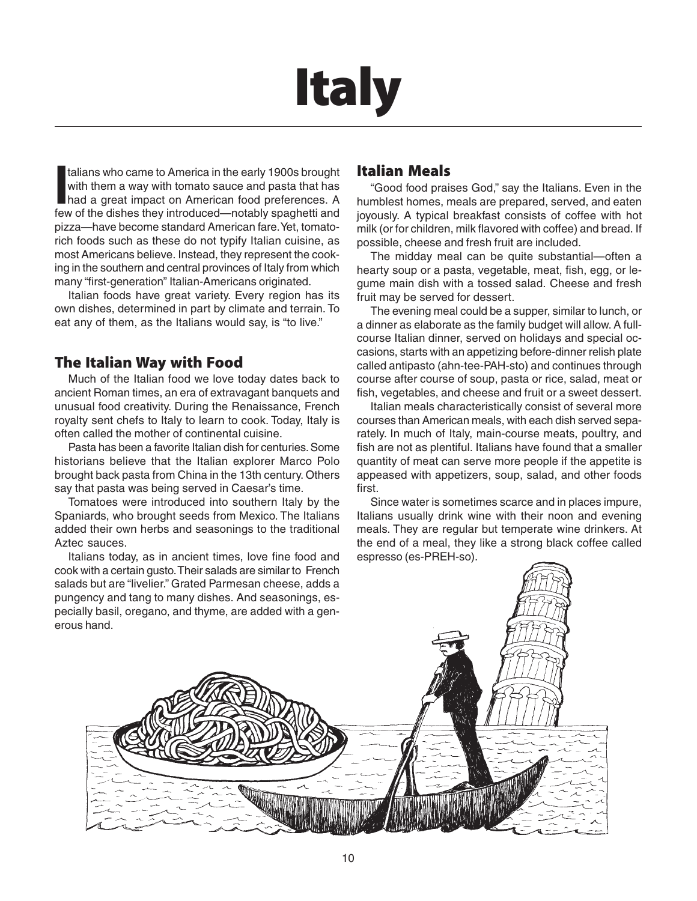# Italy

Italians who came to America in the early 1900s brought with them a way with tomato sauce and pasta that has had a great impact on American food preferences. A few of the dishes they introduced—notably spaghetti and pizza—have become standard American fare. Yet, tomato-rich foods such as these do not typify Italian cuisine, as most Americans believe. Instead, they represent the cooking in the southern and central provinces of Italy from which many "first-generation" Italian-Americans originated.

Italian foods have great variety. Every region has its own dishes, determined in part by climate and terrain. To eat any of them, as the Italians would say, is "to live."

## The Italian Way with Food

Much of the Italian food we love today dates back to ancient Roman times, an era of extravagant banquets and unusual food creativity. During the Renaissance, French royalty sent chefs to Italy to learn to cook. Today, Italy is often called the mother of continental cuisine.

Pasta has been a favorite Italian dish for centuries. Some historians believe that the Italian explorer Marco Polo brought back pasta from China in the 13th century. Others say that pasta was being served in Caesar's time.

Tomatoes were introduced into southern Italy by the Spaniards, who brought seeds from Mexico. The Italians added their own herbs and seasonings to the traditional Aztec sauces.

Italians today, as in ancient times, love fine food and cook with a certain gusto. Their salads are similar to French salads but are "livelier." Grated Parmesan cheese, adds a pungency and tang to many dishes. And seasonings, especially basil, oregano, and thyme, are added with a generous hand.

## Italian Meals

"Good food praises God," say the Italians. Even in the humblest homes, meals are prepared, served, and eaten joyously. A typical breakfast consists of coffee with hot milk (or for children, milk flavored with coffee) and bread. If possible, cheese and fresh fruit are included.

The midday meal can be quite substantial—often a hearty soup or a pasta, vegetable, meat, fish, egg, or legume main dish with a tossed salad. Cheese and fresh fruit may be served for dessert.

The evening meal could be a supper, similar to lunch, or a dinner as elaborate as the family budget will allow. A full-course Italian dinner, served on holidays and special occasions, starts with an appetizing before-dinner relish plate called antipasto (ahn-tee-PAH-sto) and continues through course after course of soup, pasta or rice, salad, meat or fish, vegetables, and cheese and fruit or a sweet dessert.

Italian meals characteristically consist of several more courses than American meals, with each dish served separately. In much of Italy, main-course meats, poultry, and fish are not as plentiful. Italians have found that a smaller quantity of meat can serve more people if the appetite is appeased with appetizers, soup, salad, and other foods first.

Since water is sometimes scarce and in places impure, Italians usually drink wine with their noon and evening meals. They are regular but temperate wine drinkers. At the end of a meal, they like a strong black coffee called espresso (es-PREH-so).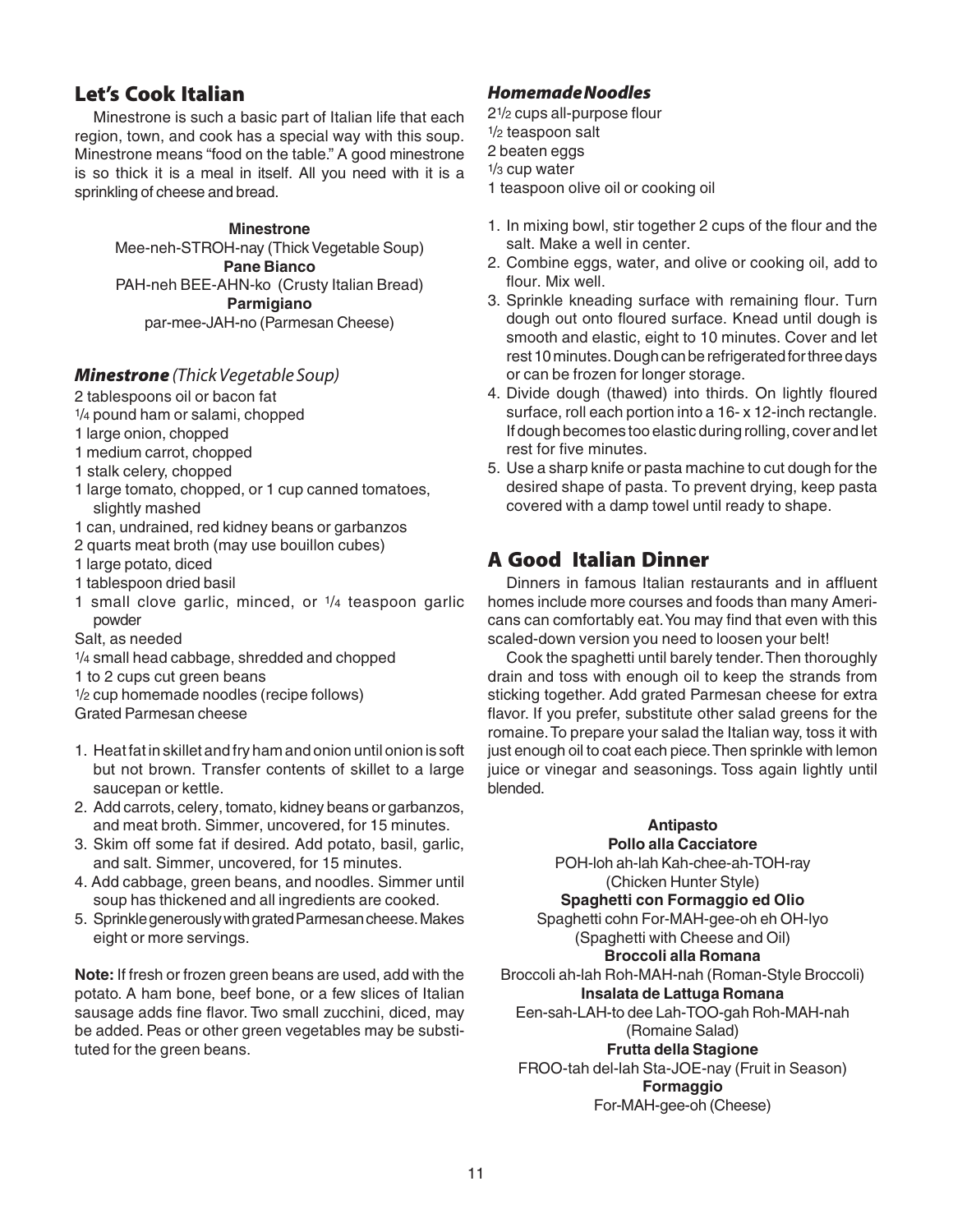## Let's Cook Italian

Minestrone is such a basic part of Italian life that each region, town, and cook has a special way with this soup. Minestrone means "food on the table." A good minestrone is so thick it is a meal in itself. All you need with it is a sprinkling of cheese and bread.

**Minestrone**
Mee-neh-STROH-nay (Thick Vegetable Soup)
**Pane Bianco**
PAH-neh BEE-AHN-ko (Crusty Italian Bread)
**Parmigiano**
par-mee-JAH-no (Parmesan Cheese)

### ***Minestrone*** *(Thick Vegetable Soup)*

2 tablespoons oil or bacon fat
1/4 pound ham or salami, chopped
1 large onion, chopped
1 medium carrot, chopped
1 stalk celery, chopped
1 large tomato, chopped, or 1 cup canned tomatoes, slightly mashed
1 can, undrained, red kidney beans or garbanzos
2 quarts meat broth (may use bouillon cubes)
1 large potato, diced
1 tablespoon dried basil
1 small clove garlic, minced, or 1/4 teaspoon garlic powder
Salt, as needed
1/4 small head cabbage, shredded and chopped
1 to 2 cups cut green beans
1/2 cup homemade noodles (recipe follows)
Grated Parmesan cheese

1. Heat fat in skillet and fry ham and onion until onion is soft but not brown. Transfer contents of skillet to a large saucepan or kettle.
2. Add carrots, celery, tomato, kidney beans or garbanzos, and meat broth. Simmer, uncovered, for 15 minutes.
3. Skim off some fat if desired. Add potato, basil, garlic, and salt. Simmer, uncovered, for 15 minutes.
4. Add cabbage, green beans, and noodles. Simmer until soup has thickened and all ingredients are cooked.
5. Sprinkle generously with grated Parmesan cheese. Makes eight or more servings.

**Note:** If fresh or frozen green beans are used, add with the potato. A ham bone, beef bone, or a few slices of Italian sausage adds fine flavor. Two small zucchini, diced, may be added. Peas or other green vegetables may be substituted for the green beans.

### ***Homemade Noodles***

2 1/2 cups all-purpose flour
1/2 teaspoon salt
2 beaten eggs
1/3 cup water
1 teaspoon olive oil or cooking oil

1. In mixing bowl, stir together 2 cups of the flour and the salt. Make a well in center.
2. Combine eggs, water, and olive or cooking oil, add to flour. Mix well.
3. Sprinkle kneading surface with remaining flour. Turn dough out onto floured surface. Knead until dough is smooth and elastic, eight to 10 minutes. Cover and let rest 10 minutes. Dough can be refrigerated for three days or can be frozen for longer storage.
4. Divide dough (thawed) into thirds. On lightly floured surface, roll each portion into a 16- x 12-inch rectangle. If dough becomes too elastic during rolling, cover and let rest for five minutes.
5. Use a sharp knife or pasta machine to cut dough for the desired shape of pasta. To prevent drying, keep pasta covered with a damp towel until ready to shape.

## A Good Italian Dinner

Dinners in famous Italian restaurants and in affluent homes include more courses and foods than many Americans can comfortably eat. You may find that even with this scaled-down version you need to loosen your belt!

Cook the spaghetti until barely tender. Then thoroughly drain and toss with enough oil to keep the strands from sticking together. Add grated Parmesan cheese for extra flavor. If you prefer, substitute other salad greens for the romaine. To prepare your salad the Italian way, toss it with just enough oil to coat each piece. Then sprinkle with lemon juice or vinegar and seasonings. Toss again lightly until blended.

**Antipasto**
**Pollo alla Cacciatore**
POH-loh ah-lah Kah-chee-ah-TOH-ray
(Chicken Hunter Style)
**Spaghetti con Formaggio ed Olio**
Spaghetti cohn For-MAH-gee-oh eh OH-lyo
(Spaghetti with Cheese and Oil)
**Broccoli alla Romana**
Broccoli ah-lah Roh-MAH-nah (Roman-Style Broccoli)
**Insalata de Lattuga Romana**
Een-sah-LAH-to dee Lah-TOO-gah Roh-MAH-nah
(Romaine Salad)
**Frutta della Stagione**
FROO-tah del-lah Sta-JOE-nay (Fruit in Season)
**Formaggio**
For-MAH-gee-oh (Cheese)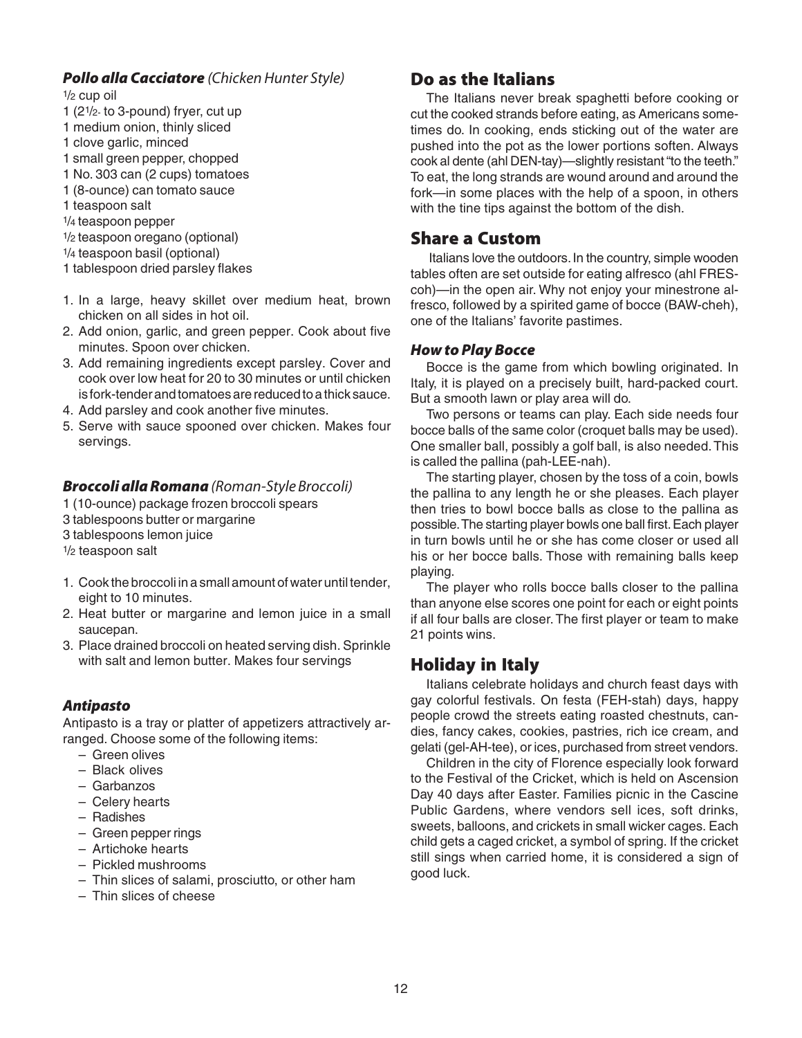### *Pollo alla Cacciatore* (Chicken Hunter Style)

1/2 cup oil
1 (2 1/2- to 3-pound) fryer, cut up
1 medium onion, thinly sliced
1 clove garlic, minced
1 small green pepper, chopped
1 No. 303 can (2 cups) tomatoes
1 (8-ounce) can tomato sauce
1 teaspoon salt
1/4 teaspoon pepper
1/2 teaspoon oregano (optional)
1/4 teaspoon basil (optional)
1 tablespoon dried parsley flakes

1. In a large, heavy skillet over medium heat, brown chicken on all sides in hot oil.
2. Add onion, garlic, and green pepper. Cook about five minutes. Spoon over chicken.
3. Add remaining ingredients except parsley. Cover and cook over low heat for 20 to 30 minutes or until chicken is fork-tender and tomatoes are reduced to a thick sauce.
4. Add parsley and cook another five minutes.
5. Serve with sauce spooned over chicken. Makes four servings.

### *Broccoli alla Romana* (Roman-Style Broccoli)

1 (10-ounce) package frozen broccoli spears
3 tablespoons butter or margarine
3 tablespoons lemon juice
1/2 teaspoon salt

1. Cook the broccoli in a small amount of water until tender, eight to 10 minutes.
2. Heat butter or margarine and lemon juice in a small saucepan.
3. Place drained broccoli on heated serving dish. Sprinkle with salt and lemon butter. Makes four servings

### *Antipasto*

Antipasto is a tray or platter of appetizers attractively arranged. Choose some of the following items:

- Green olives
- Black olives
- Garbanzos
- Celery hearts
- Radishes
- Green pepper rings
- Artichoke hearts
- Pickled mushrooms
- Thin slices of salami, prosciutto, or other ham
- Thin slices of cheese

## Do as the Italians

The Italians never break spaghetti before cooking or cut the cooked strands before eating, as Americans sometimes do. In cooking, ends sticking out of the water are pushed into the pot as the lower portions soften. Always cook al dente (ahl DEN-tay)—slightly resistant "to the teeth." To eat, the long strands are wound around and around the fork—in some places with the help of a spoon, in others with the tine tips against the bottom of the dish.

## Share a Custom

Italians love the outdoors. In the country, simple wooden tables often are set outside for eating alfresco (ahl FRES-coh)—in the open air. Why not enjoy your minestrone alfresco, followed by a spirited game of bocce (BAW-cheh), one of the Italians' favorite pastimes.

### *How to Play Bocce*

Bocce is the game from which bowling originated. In Italy, it is played on a precisely built, hard-packed court. But a smooth lawn or play area will do.

Two persons or teams can play. Each side needs four bocce balls of the same color (croquet balls may be used). One smaller ball, possibly a golf ball, is also needed. This is called the pallina (pah-LEE-nah).

The starting player, chosen by the toss of a coin, bowls the pallina to any length he or she pleases. Each player then tries to bowl bocce balls as close to the pallina as possible. The starting player bowls one ball first. Each player in turn bowls until he or she has come closer or used all his or her bocce balls. Those with remaining balls keep playing.

The player who rolls bocce balls closer to the pallina than anyone else scores one point for each or eight points if all four balls are closer. The first player or team to make 21 points wins.

## Holiday in Italy

Italians celebrate holidays and church feast days with gay colorful festivals. On festa (FEH-stah) days, happy people crowd the streets eating roasted chestnuts, candies, fancy cakes, cookies, pastries, rich ice cream, and gelati (gel-AH-tee), or ices, purchased from street vendors.

Children in the city of Florence especially look forward to the Festival of the Cricket, which is held on Ascension Day 40 days after Easter. Families picnic in the Cascine Public Gardens, where vendors sell ices, soft drinks, sweets, balloons, and crickets in small wicker cages. Each child gets a caged cricket, a symbol of spring. If the cricket still sings when carried home, it is considered a sign of good luck.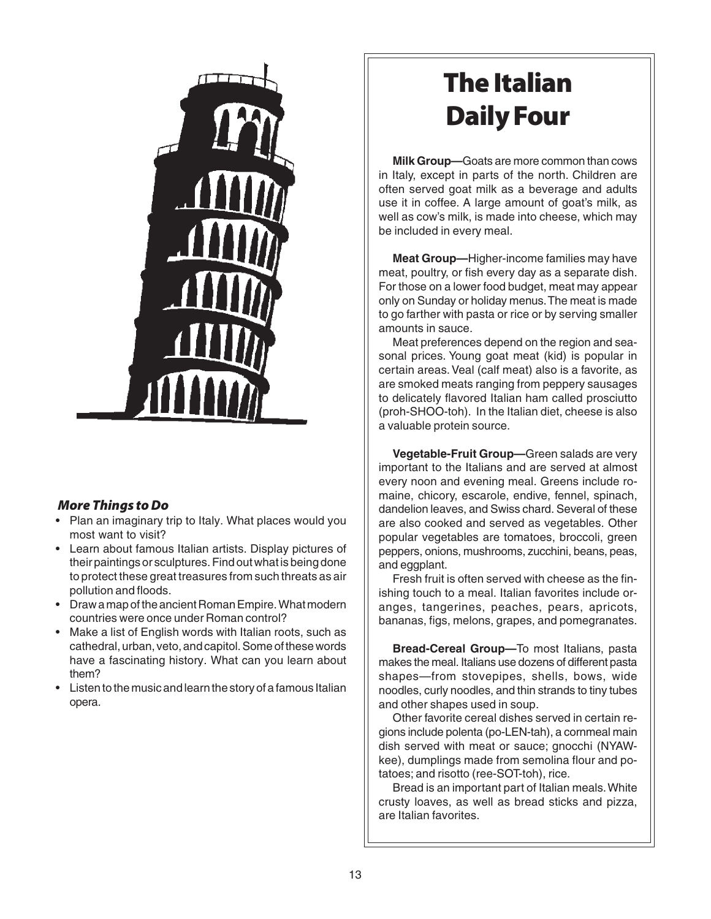# The Italian Daily Four

**Milk Group—**Goats are more common than cows in Italy, except in parts of the north. Children are often served goat milk as a beverage and adults use it in coffee. A large amount of goat's milk, as well as cow's milk, is made into cheese, which may be included in every meal.

**Meat Group—**Higher-income families may have meat, poultry, or fish every day as a separate dish. For those on a lower food budget, meat may appear only on Sunday or holiday menus. The meat is made to go farther with pasta or rice or by serving smaller amounts in sauce.

Meat preferences depend on the region and seasonal prices. Young goat meat (kid) is popular in certain areas. Veal (calf meat) also is a favorite, as are smoked meats ranging from peppery sausages to delicately flavored Italian ham called prosciutto (proh-SHOO-toh). In the Italian diet, cheese is also a valuable protein source.

**Vegetable-Fruit Group—**Green salads are very important to the Italians and are served at almost every noon and evening meal. Greens include romaine, chicory, escarole, endive, fennel, spinach, dandelion leaves, and Swiss chard. Several of these are also cooked and served as vegetables. Other popular vegetables are tomatoes, broccoli, green peppers, onions, mushrooms, zucchini, beans, peas, and eggplant.

Fresh fruit is often served with cheese as the finishing touch to a meal. Italian favorites include oranges, tangerines, peaches, pears, apricots, bananas, figs, melons, grapes, and pomegranates.

**Bread-Cereal Group—**To most Italians, pasta makes the meal. Italians use dozens of different pasta shapes—from stovepipes, shells, bows, wide noodles, curly noodles, and thin strands to tiny tubes and other shapes used in soup.

Other favorite cereal dishes served in certain regions include polenta (po-LEN-tah), a cornmeal main dish served with meat or sauce; gnocchi (NYAW-kee), dumplings made from semolina flour and potatoes; and risotto (ree-SOT-toh), rice.

Bread is an important part of Italian meals. White crusty loaves, as well as bread sticks and pizza, are Italian favorites.

### *More Things to Do*

- Plan an imaginary trip to Italy. What places would you most want to visit?
- Learn about famous Italian artists. Display pictures of their paintings or sculptures. Find out what is being done to protect these great treasures from such threats as air pollution and floods.
- Draw a map of the ancient Roman Empire. What modern countries were once under Roman control?
- Make a list of English words with Italian roots, such as cathedral, urban, veto, and capitol. Some of these words have a fascinating history. What can you learn about them?
- Listen to the music and learn the story of a famous Italian opera.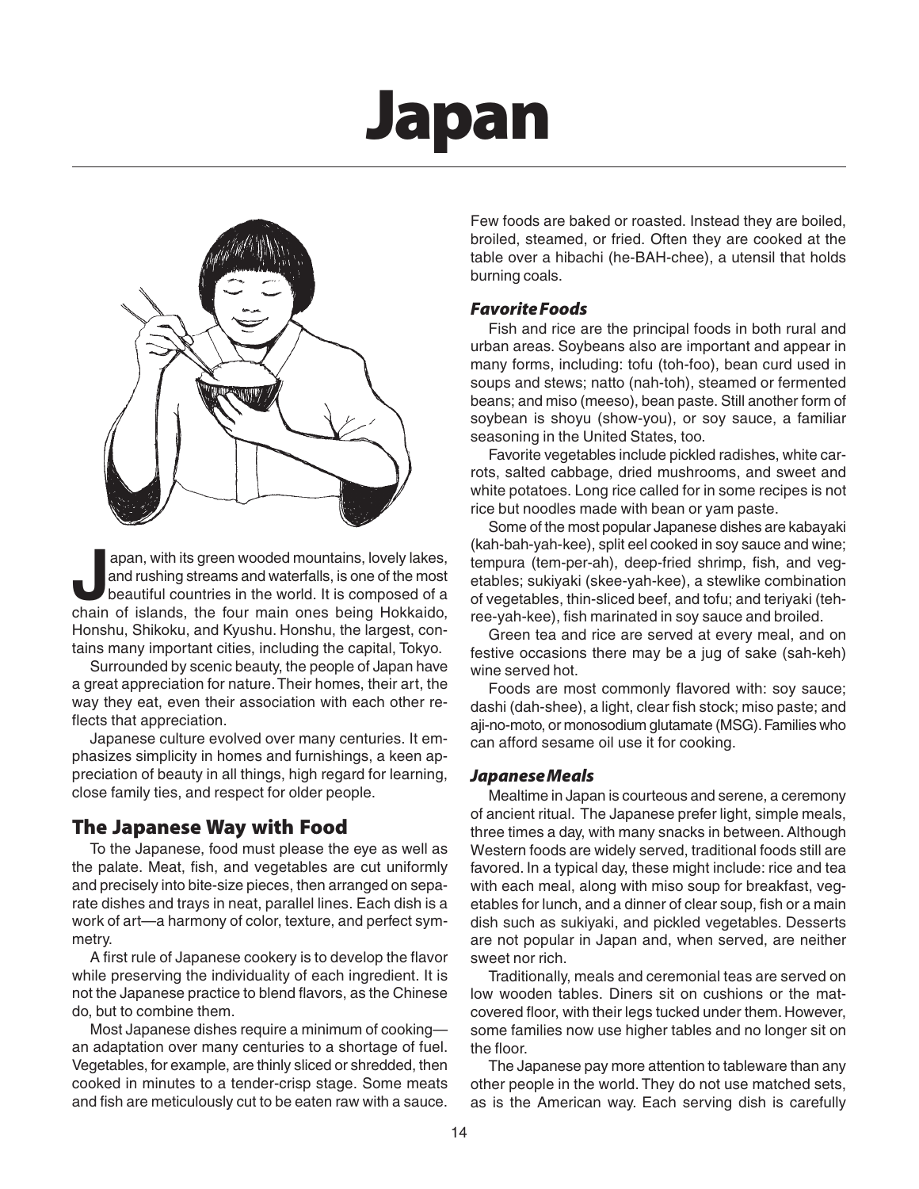# Japan

Japan, with its green wooded mountains, lovely lakes, and rushing streams and waterfalls, is one of the most beautiful countries in the world. It is composed of a chain of islands, the four main ones being Hokkaido, Honshu, Shikoku, and Kyushu. Honshu, the largest, contains many important cities, including the capital, Tokyo.

Surrounded by scenic beauty, the people of Japan have a great appreciation for nature. Their homes, their art, the way they eat, even their association with each other reflects that appreciation.

Japanese culture evolved over many centuries. It emphasizes simplicity in homes and furnishings, a keen appreciation of beauty in all things, high regard for learning, close family ties, and respect for older people.

## The Japanese Way with Food

To the Japanese, food must please the eye as well as the palate. Meat, fish, and vegetables are cut uniformly and precisely into bite-size pieces, then arranged on separate dishes and trays in neat, parallel lines. Each dish is a work of art—a harmony of color, texture, and perfect symmetry.

A first rule of Japanese cookery is to develop the flavor while preserving the individuality of each ingredient. It is not the Japanese practice to blend flavors, as the Chinese do, but to combine them.

Most Japanese dishes require a minimum of cooking—an adaptation over many centuries to a shortage of fuel. Vegetables, for example, are thinly sliced or shredded, then cooked in minutes to a tender-crisp stage. Some meats and fish are meticulously cut to be eaten raw with a sauce. Few foods are baked or roasted. Instead they are boiled, broiled, steamed, or fried. Often they are cooked at the table over a hibachi (he-BAH-chee), a utensil that holds burning coals.

### *Favorite Foods*

Fish and rice are the principal foods in both rural and urban areas. Soybeans also are important and appear in many forms, including: tofu (toh-foo), bean curd used in soups and stews; natto (nah-toh), steamed or fermented beans; and miso (meeso), bean paste. Still another form of soybean is shoyu (show-you), or soy sauce, a familiar seasoning in the United States, too.

Favorite vegetables include pickled radishes, white carrots, salted cabbage, dried mushrooms, and sweet and white potatoes. Long rice called for in some recipes is not rice but noodles made with bean or yam paste.

Some of the most popular Japanese dishes are kabayaki (kah-bah-yah-kee), split eel cooked in soy sauce and wine; tempura (tem-per-ah), deep-fried shrimp, fish, and vegetables; sukiyaki (skee-yah-kee), a stewlike combination of vegetables, thin-sliced beef, and tofu; and teriyaki (teh-ree-yah-kee), fish marinated in soy sauce and broiled.

Green tea and rice are served at every meal, and on festive occasions there may be a jug of sake (sah-keh) wine served hot.

Foods are most commonly flavored with: soy sauce; dashi (dah-shee), a light, clear fish stock; miso paste; and aji-no-moto, or monosodium glutamate (MSG). Families who can afford sesame oil use it for cooking.

### *Japanese Meals*

Mealtime in Japan is courteous and serene, a ceremony of ancient ritual. The Japanese prefer light, simple meals, three times a day, with many snacks in between. Although Western foods are widely served, traditional foods still are favored. In a typical day, these might include: rice and tea with each meal, along with miso soup for breakfast, vegetables for lunch, and a dinner of clear soup, fish or a main dish such as sukiyaki, and pickled vegetables. Desserts are not popular in Japan and, when served, are neither sweet nor rich.

Traditionally, meals and ceremonial teas are served on low wooden tables. Diners sit on cushions or the mat-covered floor, with their legs tucked under them. However, some families now use higher tables and no longer sit on the floor.

The Japanese pay more attention to tableware than any other people in the world. They do not use matched sets, as is the American way. Each serving dish is carefully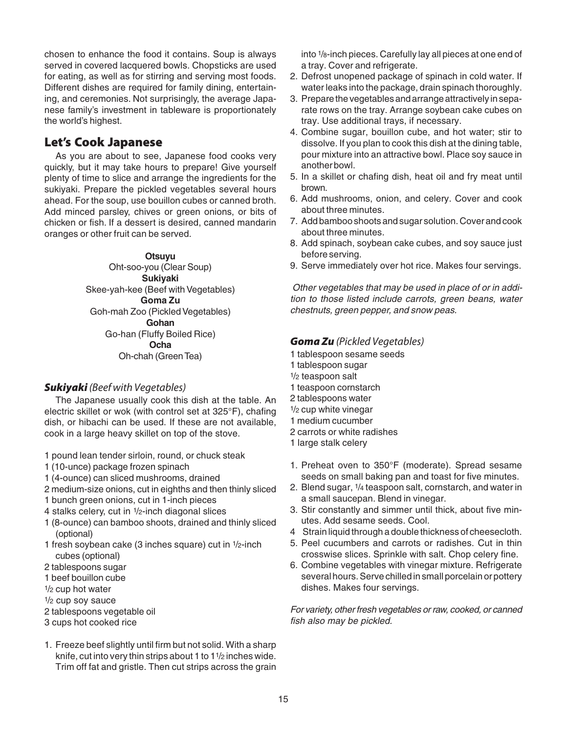chosen to enhance the food it contains. Soup is always served in covered lacquered bowls. Chopsticks are used for eating, as well as for stirring and serving most foods. Different dishes are required for family dining, entertaining, and ceremonies. Not surprisingly, the average Japanese family's investment in tableware is proportionately the world's highest.

## Let's Cook Japanese

As you are about to see, Japanese food cooks very quickly, but it may take hours to prepare! Give yourself plenty of time to slice and arrange the ingredients for the sukiyaki. Prepare the pickled vegetables several hours ahead. For the soup, use bouillon cubes or canned broth. Add minced parsley, chives or green onions, or bits of chicken or fish. If a dessert is desired, canned mandarin oranges or other fruit can be served.

**Otsuyu**
Oht-soo-you (Clear Soup)
**Sukiyaki**
Skee-yah-kee (Beef with Vegetables)
**Goma Zu**
Goh-mah Zoo (Pickled Vegetables)
**Gohan**
Go-han (Fluffy Boiled Rice)
**Ocha**
Oh-chah (Green Tea)

### ***Sukiyaki*** *(Beef with Vegetables)*

The Japanese usually cook this dish at the table. An electric skillet or wok (with control set at 325°F), chafing dish, or hibachi can be used. If these are not available, cook in a large heavy skillet on top of the stove.

1 pound lean tender sirloin, round, or chuck steak
1 (10-unce) package frozen spinach
1 (4-ounce) can sliced mushrooms, drained
2 medium-size onions, cut in eighths and then thinly sliced
1 bunch green onions, cut in 1-inch pieces
4 stalks celery, cut in 1/2-inch diagonal slices
1 (8-ounce) can bamboo shoots, drained and thinly sliced (optional)
1 fresh soybean cake (3 inches square) cut in 1/2-inch cubes (optional)
2 tablespoons sugar
1 beef bouillon cube
1/2 cup hot water
1/2 cup soy sauce
2 tablespoons vegetable oil
3 cups hot cooked rice

1. Freeze beef slightly until firm but not solid. With a sharp knife, cut into very thin strips about 1 to 1 1/2 inches wide. Trim off fat and gristle. Then cut strips across the grain into 1/8-inch pieces. Carefully lay all pieces at one end of a tray. Cover and refrigerate.
2. Defrost unopened package of spinach in cold water. If water leaks into the package, drain spinach thoroughly.
3. Prepare the vegetables and arrange attractively in separate rows on the tray. Arrange soybean cake cubes on tray. Use additional trays, if necessary.
4. Combine sugar, bouillon cube, and hot water; stir to dissolve. If you plan to cook this dish at the dining table, pour mixture into an attractive bowl. Place soy sauce in another bowl.
5. In a skillet or chafing dish, heat oil and fry meat until brown.
6. Add mushrooms, onion, and celery. Cover and cook about three minutes.
7. Add bamboo shoots and sugar solution. Cover and cook about three minutes.
8. Add spinach, soybean cake cubes, and soy sauce just before serving.
9. Serve immediately over hot rice. Makes four servings.

*Other vegetables that may be used in place of or in addition to those listed include carrots, green beans, water chestnuts, green pepper, and snow peas.*

### ***Goma Zu*** *(Pickled Vegetables)*

1 tablespoon sesame seeds
1 tablespoon sugar
1/2 teaspoon salt
1 teaspoon cornstarch
2 tablespoons water
1/2 cup white vinegar
1 medium cucumber
2 carrots or white radishes
1 large stalk celery

1. Preheat oven to 350°F (moderate). Spread sesame seeds on small baking pan and toast for five minutes.
2. Blend sugar, 1/4 teaspoon salt, cornstarch, and water in a small saucepan. Blend in vinegar.
3. Stir constantly and simmer until thick, about five minutes. Add sesame seeds. Cool.
4. Strain liquid through a double thickness of cheesecloth.
5. Peel cucumbers and carrots or radishes. Cut in thin crosswise slices. Sprinkle with salt. Chop celery fine.
6. Combine vegetables with vinegar mixture. Refrigerate several hours. Serve chilled in small porcelain or pottery dishes. Makes four servings.

*For variety, other fresh vegetables or raw, cooked, or canned fish also may be pickled.*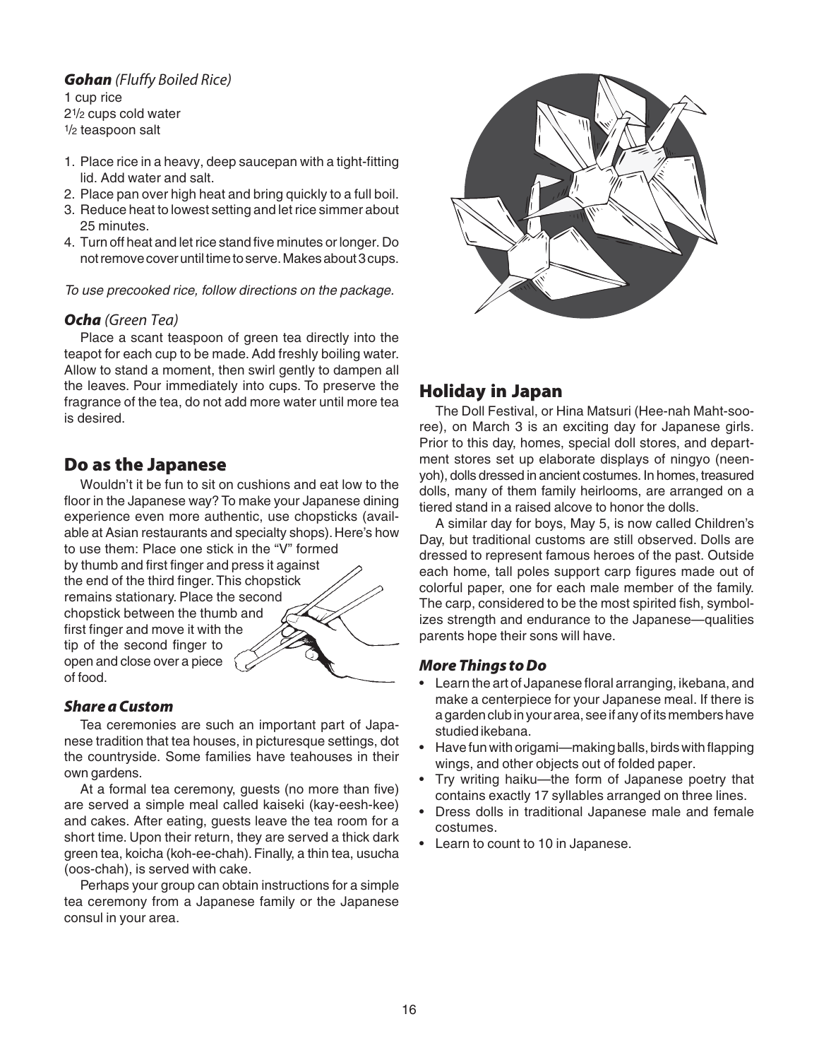### ***Gohan*** *(Fluffy Boiled Rice)*

1 cup rice
$2\frac{1}{2}$ cups cold water
$\frac{1}{2}$ teaspoon salt

1. Place rice in a heavy, deep saucepan with a tight-fitting lid. Add water and salt.
2. Place pan over high heat and bring quickly to a full boil.
3. Reduce heat to lowest setting and let rice simmer about 25 minutes.
4. Turn off heat and let rice stand five minutes or longer. Do not remove cover until time to serve. Makes about 3 cups.

*To use precooked rice, follow directions on the package.*

### ***Ocha*** *(Green Tea)*

Place a scant teaspoon of green tea directly into the teapot for each cup to be made. Add freshly boiling water. Allow to stand a moment, then swirl gently to dampen all the leaves. Pour immediately into cups. To preserve the fragrance of the tea, do not add more water until more tea is desired.

## Do as the Japanese

Wouldn't it be fun to sit on cushions and eat low to the floor in the Japanese way? To make your Japanese dining experience even more authentic, use chopsticks (available at Asian restaurants and specialty shops). Here's how to use them: Place one stick in the "V" formed by thumb and first finger and press it against the end of the third finger. This chopstick remains stationary. Place the second chopstick between the thumb and first finger and move it with the tip of the second finger to open and close over a piece of food.

### *Share a Custom*

Tea ceremonies are such an important part of Japanese tradition that tea houses, in picturesque settings, dot the countryside. Some families have teahouses in their own gardens.

At a formal tea ceremony, guests (no more than five) are served a simple meal called kaiseki (kay-eesh-kee) and cakes. After eating, guests leave the tea room for a short time. Upon their return, they are served a thick dark green tea, koicha (koh-ee-chah). Finally, a thin tea, usucha (oos-chah), is served with cake.

Perhaps your group can obtain instructions for a simple tea ceremony from a Japanese family or the Japanese consul in your area.

## Holiday in Japan

The Doll Festival, or Hina Matsuri (Hee-nah Maht-soo-ree), on March 3 is an exciting day for Japanese girls. Prior to this day, homes, special doll stores, and department stores set up elaborate displays of ningyo (neen-yoh), dolls dressed in ancient costumes. In homes, treasured dolls, many of them family heirlooms, are arranged on a tiered stand in a raised alcove to honor the dolls.

A similar day for boys, May 5, is now called Children's Day, but traditional customs are still observed. Dolls are dressed to represent famous heroes of the past. Outside each home, tall poles support carp figures made out of colorful paper, one for each male member of the family. The carp, considered to be the most spirited fish, symbolizes strength and endurance to the Japanese—qualities parents hope their sons will have.

### *More Things to Do*

- Learn the art of Japanese floral arranging, ikebana, and make a centerpiece for your Japanese meal. If there is a garden club in your area, see if any of its members have studied ikebana.
- Have fun with origami—making balls, birds with flapping wings, and other objects out of folded paper.
- Try writing haiku—the form of Japanese poetry that contains exactly 17 syllables arranged on three lines.
- Dress dolls in traditional Japanese male and female costumes.
- Learn to count to 10 in Japanese.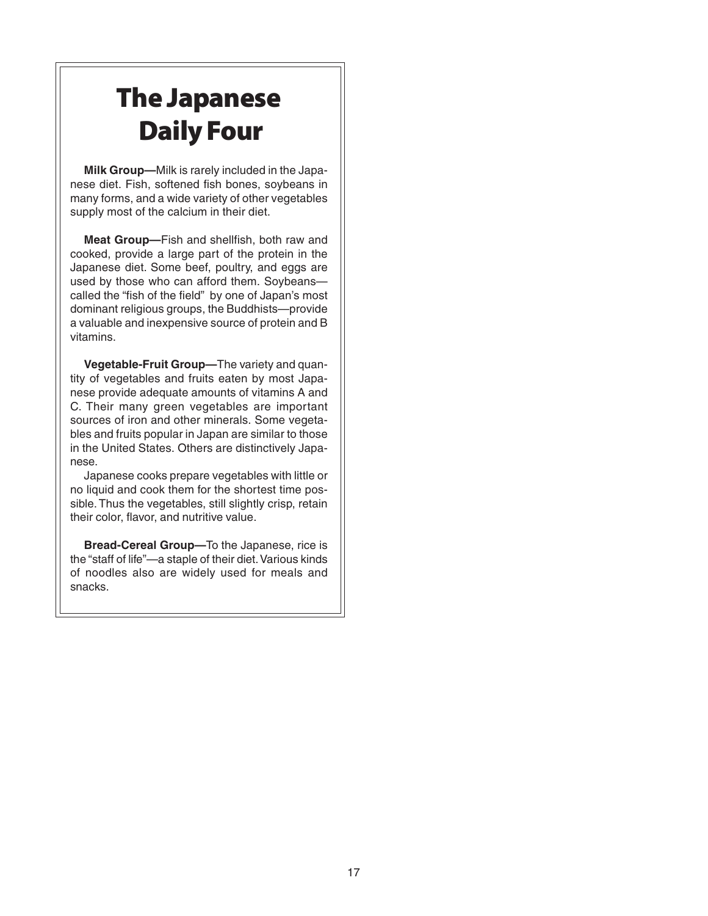# The Japanese Daily Four

**Milk Group—**Milk is rarely included in the Japanese diet. Fish, softened fish bones, soybeans in many forms, and a wide variety of other vegetables supply most of the calcium in their diet.

**Meat Group—**Fish and shellfish, both raw and cooked, provide a large part of the protein in the Japanese diet. Some beef, poultry, and eggs are used by those who can afford them. Soybeans—called the "fish of the field" by one of Japan's most dominant religious groups, the Buddhists—provide a valuable and inexpensive source of protein and B vitamins.

**Vegetable-Fruit Group—**The variety and quantity of vegetables and fruits eaten by most Japanese provide adequate amounts of vitamins A and C. Their many green vegetables are important sources of iron and other minerals. Some vegetables and fruits popular in Japan are similar to those in the United States. Others are distinctively Japanese.

Japanese cooks prepare vegetables with little or no liquid and cook them for the shortest time possible. Thus the vegetables, still slightly crisp, retain their color, flavor, and nutritive value.

**Bread-Cereal Group—**To the Japanese, rice is the "staff of life"—a staple of their diet. Various kinds of noodles also are widely used for meals and snacks.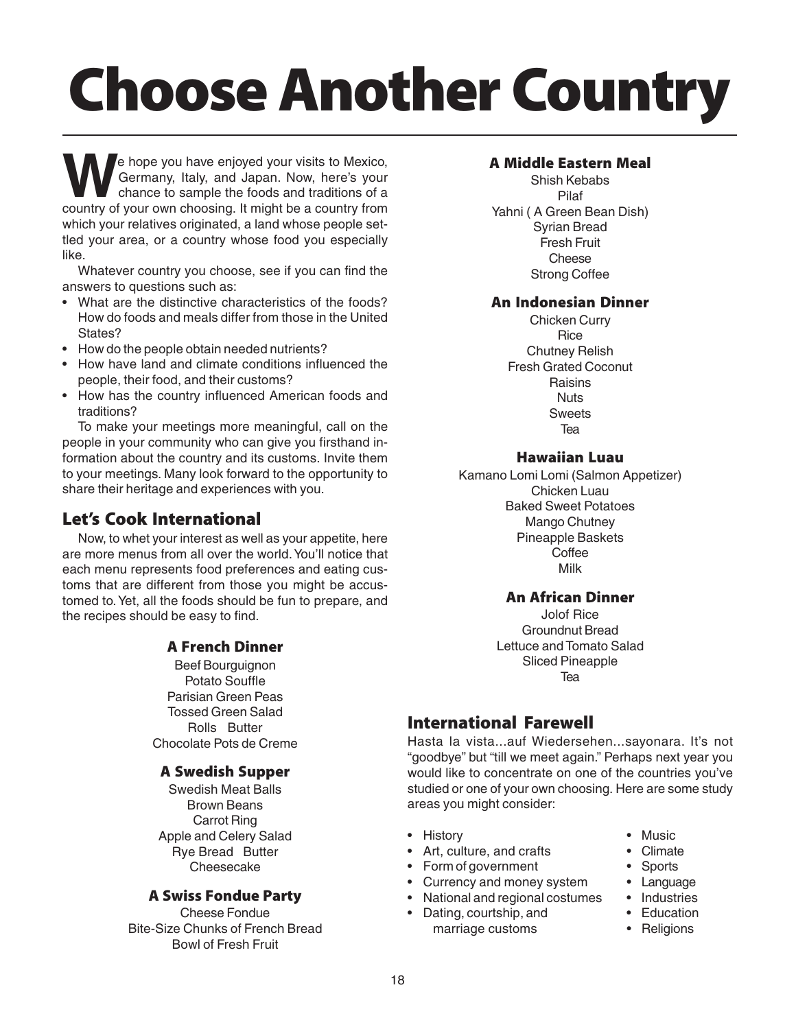# Choose Another Country

We hope you have enjoyed your visits to Mexico, Germany, Italy, and Japan. Now, here's your chance to sample the foods and traditions of a country of your own choosing. It might be a country from which your relatives originated, a land whose people settled your area, or a country whose food you especially like.

Whatever country you choose, see if you can find the answers to questions such as:

- What are the distinctive characteristics of the foods? How do foods and meals differ from those in the United States?
- How do the people obtain needed nutrients?
- How have land and climate conditions influenced the people, their food, and their customs?
- How has the country influenced American foods and traditions?

To make your meetings more meaningful, call on the people in your community who can give you firsthand information about the country and its customs. Invite them to your meetings. Many look forward to the opportunity to share their heritage and experiences with you.

## Let's Cook International

Now, to whet your interest as well as your appetite, here are more menus from all over the world. You'll notice that each menu represents food preferences and eating customs that are different from those you might be accustomed to. Yet, all the foods should be fun to prepare, and the recipes should be easy to find.

### A French Dinner

Beef Bourguignon
Potato Souffle
Parisian Green Peas
Tossed Green Salad
Rolls Butter
Chocolate Pots de Creme

### A Swedish Supper

Swedish Meat Balls
Brown Beans
Carrot Ring
Apple and Celery Salad
Rye Bread Butter
Cheesecake

### A Swiss Fondue Party

Cheese Fondue
Bite-Size Chunks of French Bread
Bowl of Fresh Fruit

### A Middle Eastern Meal

Shish Kebabs
Pilaf
Yahni ( A Green Bean Dish)
Syrian Bread
Fresh Fruit
Cheese
Strong Coffee

### An Indonesian Dinner

Chicken Curry
Rice
Chutney Relish
Fresh Grated Coconut
Raisins
Nuts
Sweets
Tea

### Hawaiian Luau

Kamano Lomi Lomi (Salmon Appetizer)
Chicken Luau
Baked Sweet Potatoes
Mango Chutney
Pineapple Baskets
Coffee
Milk

### An African Dinner

Jolof Rice
Groundnut Bread
Lettuce and Tomato Salad
Sliced Pineapple
Tea

## International Farewell

Hasta la vista...auf Wiedersehen...sayonara. It's not "goodbye" but "till we meet again." Perhaps next year you would like to concentrate on one of the countries you've studied or one of your own choosing. Here are some study areas you might consider:

- History
- Art, culture, and crafts
- Form of government
- Currency and money system
- National and regional costumes
- Dating, courtship, and marriage customs
- Music
- Climate
- Sports
- Language
- Industries
- Education
- Religions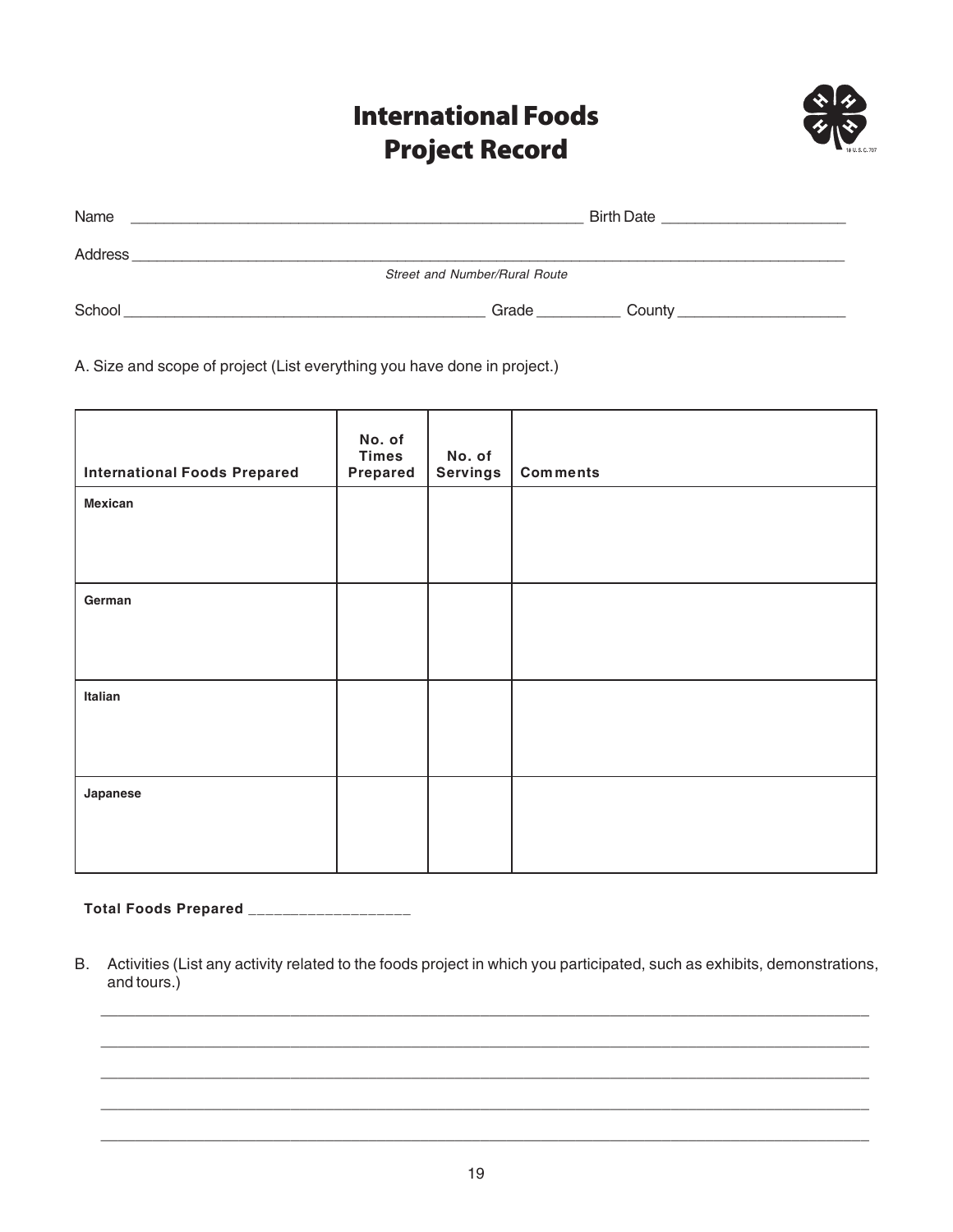# International Foods Project Record

Name ______________________________________________________ Birth Date ______________________

Address ______________________________________________________________________________________

*Street and Number/Rural Route*

School ___________________________________________ Grade __________ County ____________________

A. Size and scope of project (List everything you have done in project.)

| International Foods Prepared | No. of Times Prepared | No. of Servings | Comments |
|---|---|---|---|
| **Mexican** | | | |
| **German** | | | |
| **Italian** | | | |
| **Japanese** | | | |

**Total Foods Prepared** __________________

B. Activities (List any activity related to the foods project in which you participated, such as exhibits, demonstrations, and tours.)

_____________________________________________________________________________________________

_____________________________________________________________________________________________

_____________________________________________________________________________________________

_____________________________________________________________________________________________

_____________________________________________________________________________________________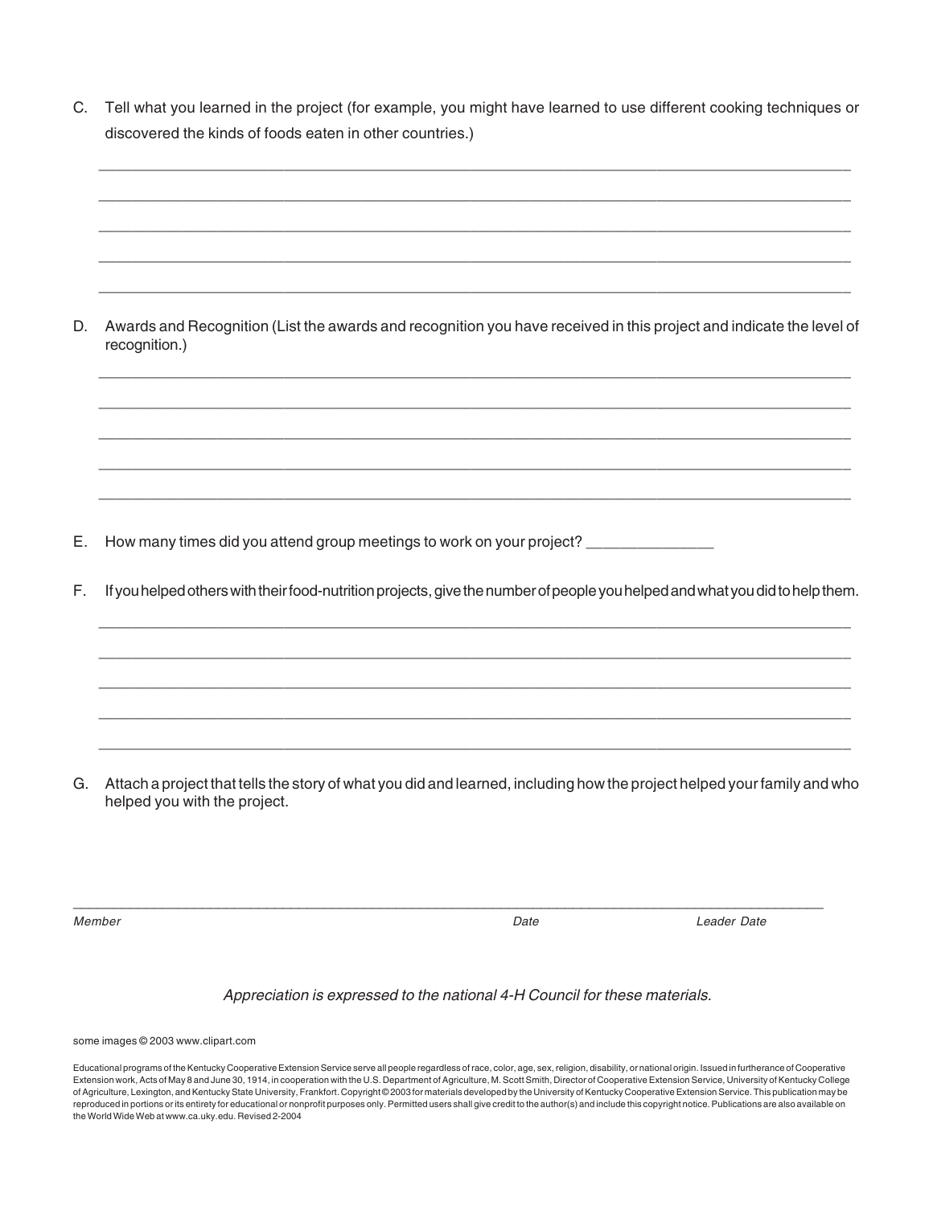C. Tell what you learned in the project (for example, you might have learned to use different cooking techniques or discovered the kinds of foods eaten in other countries.)

_______________________________________________________________________________

_______________________________________________________________________________

_______________________________________________________________________________

_______________________________________________________________________________

_______________________________________________________________________________

D. Awards and Recognition (List the awards and recognition you have received in this project and indicate the level of recognition.)

_______________________________________________________________________________

_______________________________________________________________________________

_______________________________________________________________________________

_______________________________________________________________________________

_______________________________________________________________________________

E. How many times did you attend group meetings to work on your project? _______________

F. If you helped others with their food-nutrition projects, give the number of people you helped and what you did to help them.

_______________________________________________________________________________

_______________________________________________________________________________

_______________________________________________________________________________

_______________________________________________________________________________

_______________________________________________________________________________

G. Attach a project that tells the story of what you did and learned, including how the project helped your family and who helped you with the project.

_______________________________________________________________________________

*Member* *Date* *Leader Date*

*Appreciation is expressed to the national 4-H Council for these materials.*

some images © 2003 www.clipart.com

Educational programs of the Kentucky Cooperative Extension Service serve all people regardless of race, color, age, sex, religion, disability, or national origin. Issued in furtherance of Cooperative Extension work, Acts of May 8 and June 30, 1914, in cooperation with the U.S. Department of Agriculture, M. Scott Smith, Director of Cooperative Extension Service, University of Kentucky College of Agriculture, Lexington, and Kentucky State University, Frankfort. Copyright © 2003 for materials developed by the University of Kentucky Cooperative Extension Service. This publication may be reproduced in portions or its entirety for educational or nonprofit purposes only. Permitted users shall give credit to the author(s) and include this copyright notice. Publications are also available on the World Wide Web at www.ca.uky.edu. Revised 2-2004